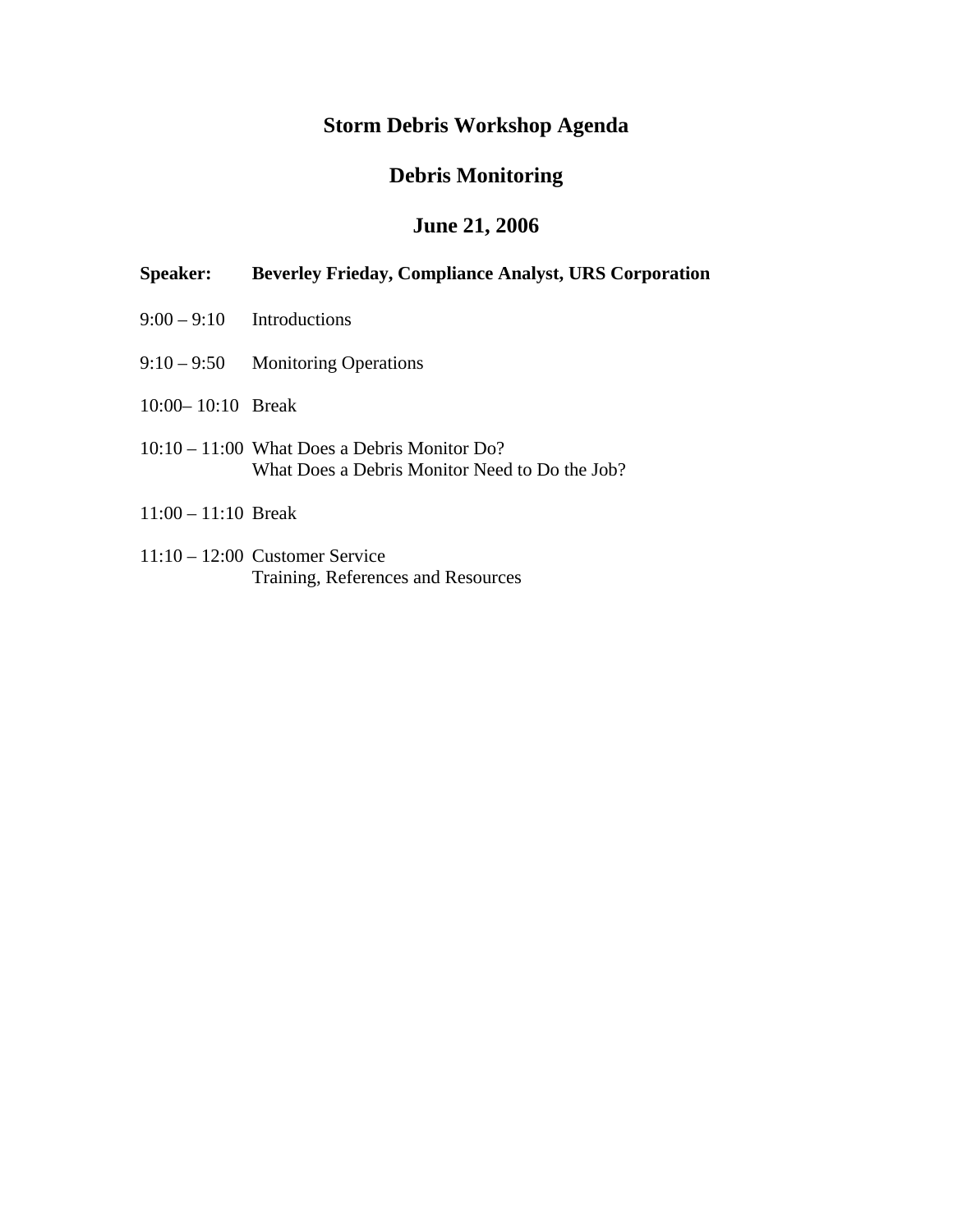# Storm Debris Workshop Agenda

## Debris Monitoring

## June 21, 2006

**Speaker:** **Beverley Frieday, Compliance Analyst, URS Corporation**

| | |
|---|---|
| 9:00 – 9:10 | Introductions |
| 9:10 – 9:50 | Monitoring Operations |
| 10:00– 10:10 | Break |
| 10:10 – 11:00 | What Does a Debris Monitor Do?<br>What Does a Debris Monitor Need to Do the Job? |
| 11:00 – 11:10 | Break |
| 11:10 – 12:00 | Customer Service<br>Training, References and Resources |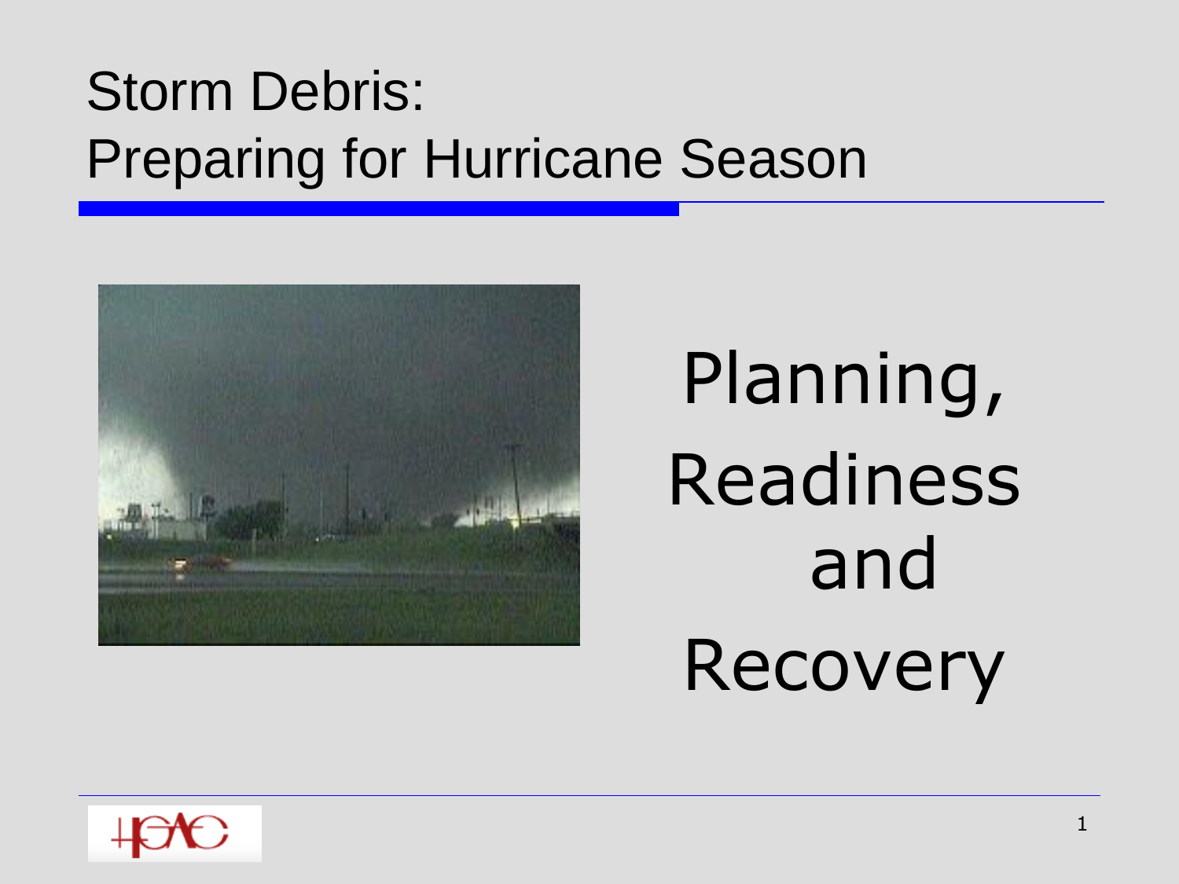# Storm Debris: Preparing for Hurricane Season

Planning, Readiness and Recovery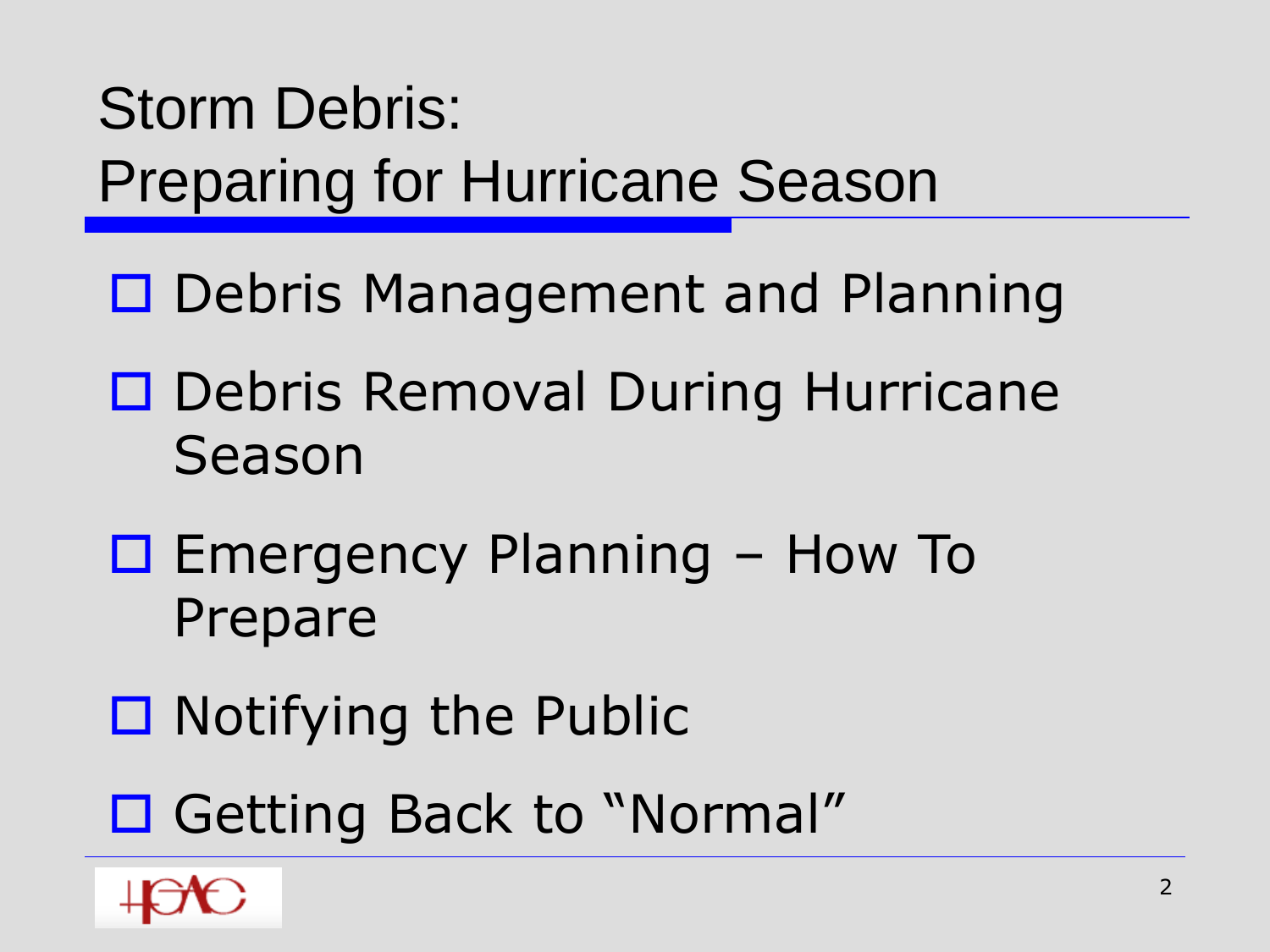# Storm Debris: Preparing for Hurricane Season

- Debris Management and Planning
- Debris Removal During Hurricane Season
- Emergency Planning – How To Prepare
- Notifying the Public
- Getting Back to "Normal"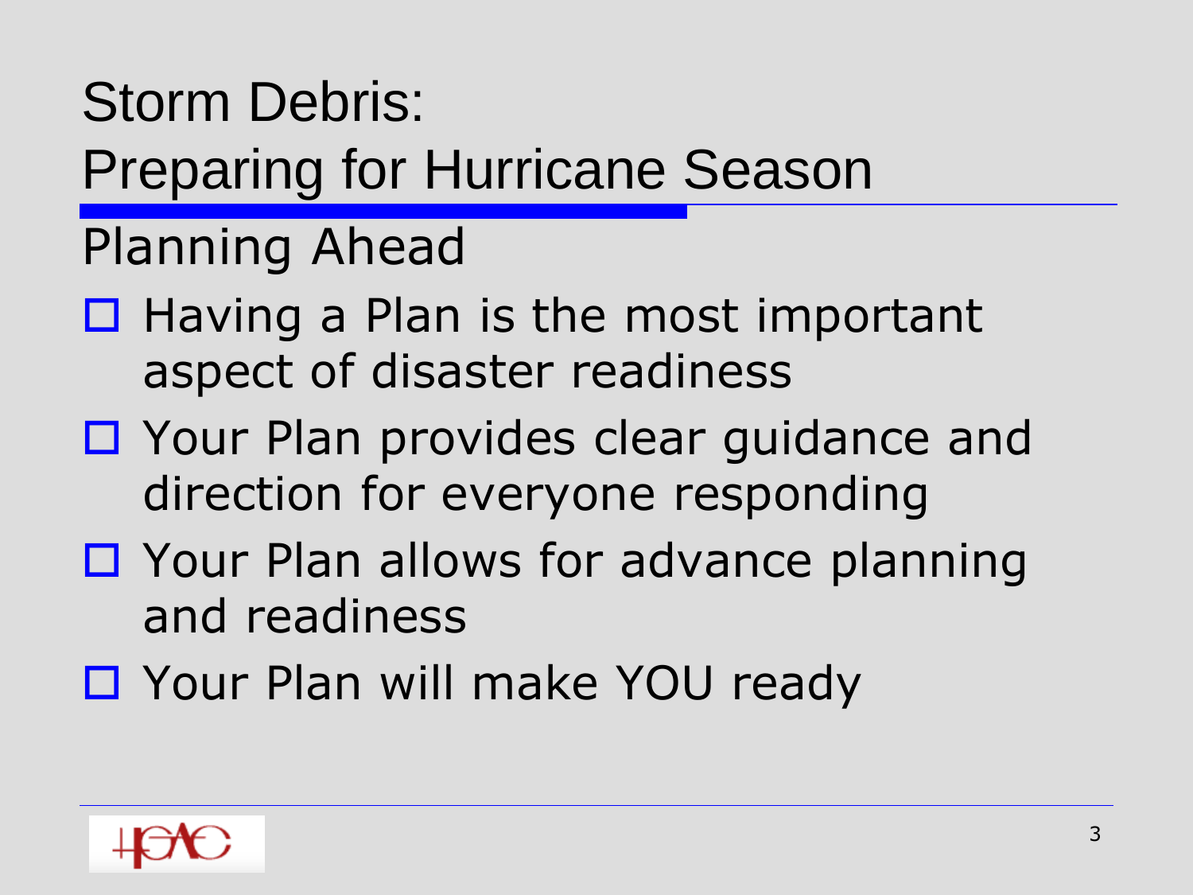# Storm Debris: Preparing for Hurricane Season

## Planning Ahead

- Having a Plan is the most important aspect of disaster readiness
- Your Plan provides clear guidance and direction for everyone responding
- Your Plan allows for advance planning and readiness
- Your Plan will make YOU ready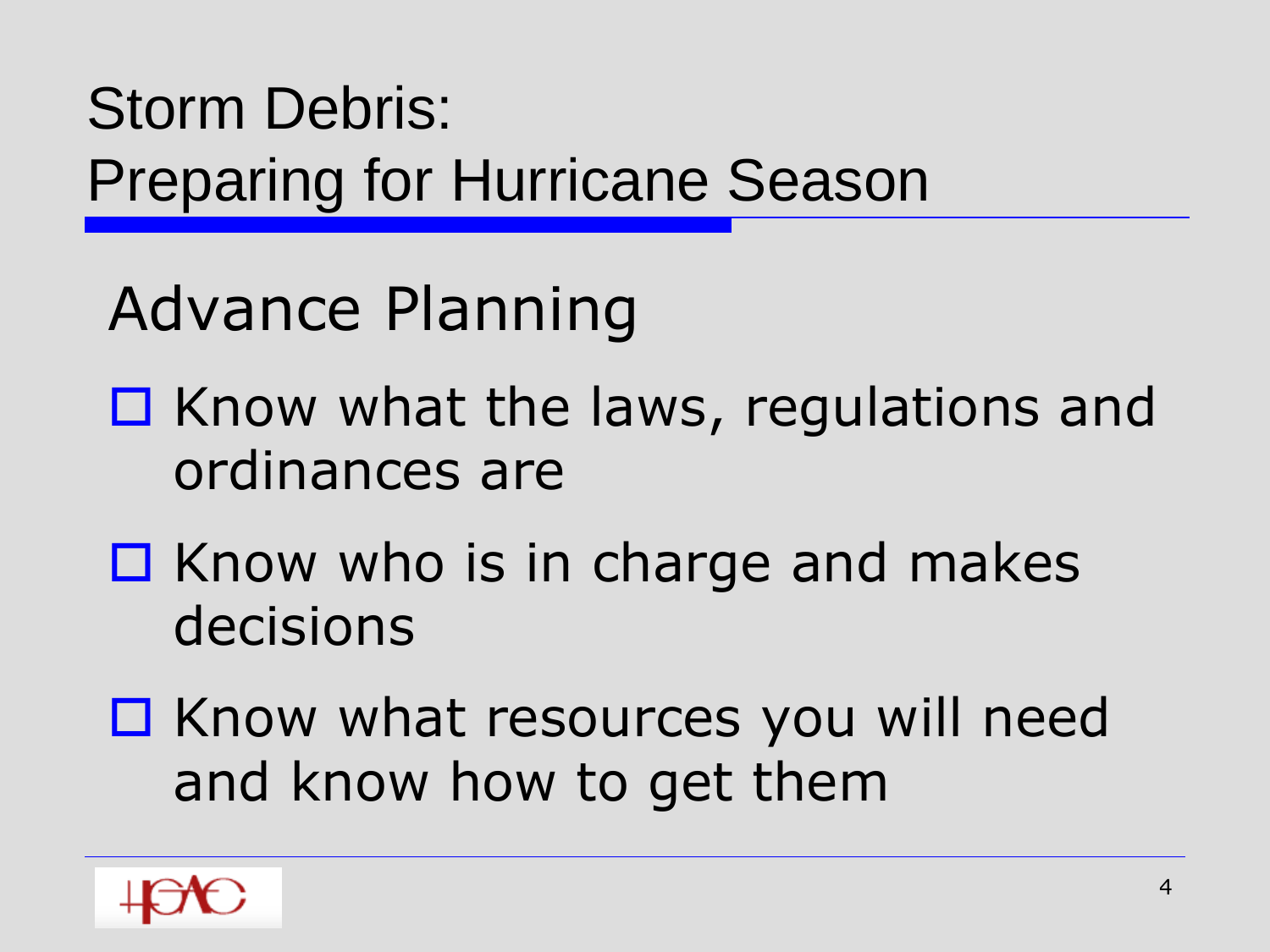# Storm Debris: Preparing for Hurricane Season

## Advance Planning

- Know what the laws, regulations and ordinances are
- Know who is in charge and makes decisions
- Know what resources you will need and know how to get them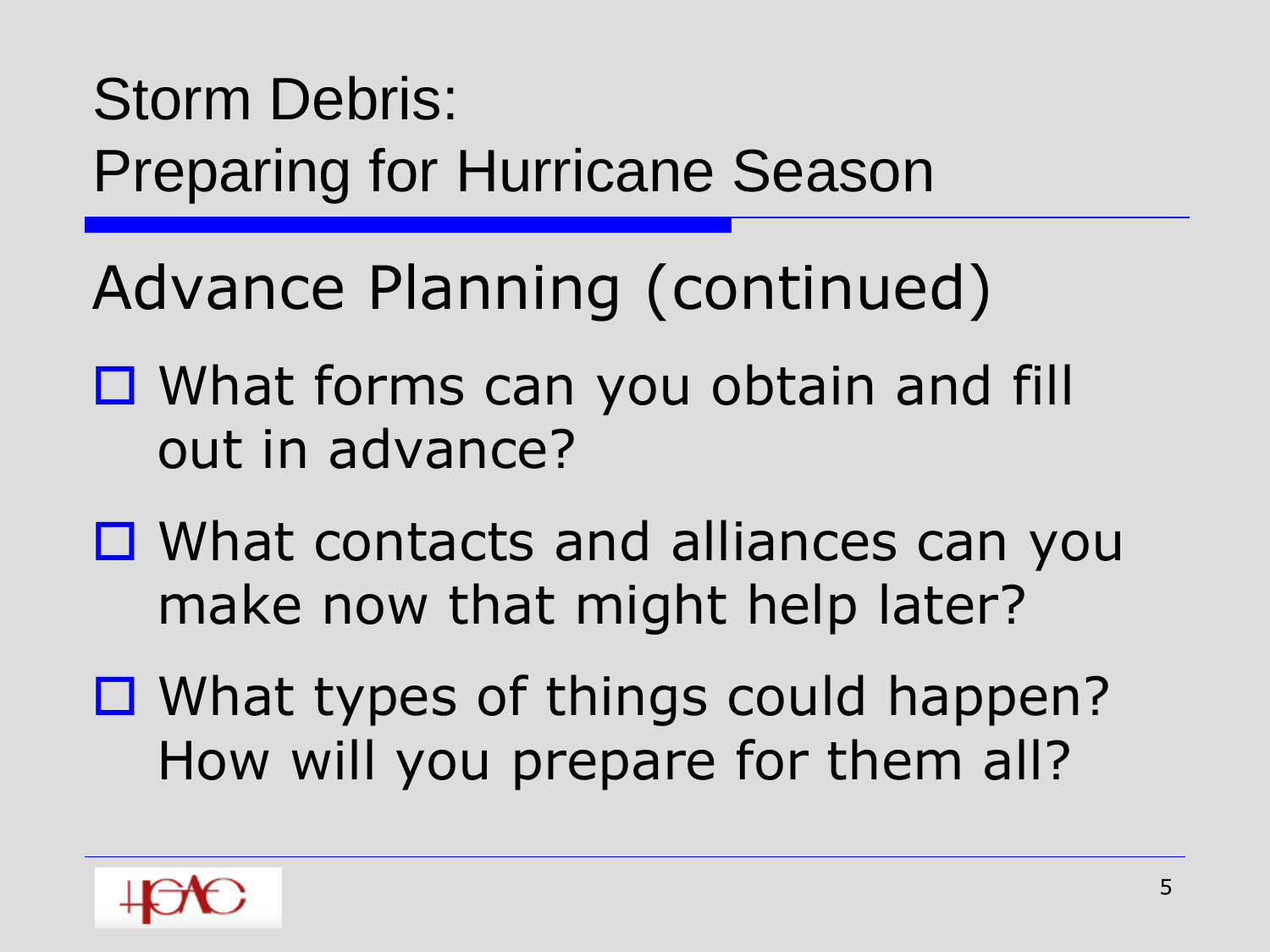# Storm Debris:
# Preparing for Hurricane Season

## Advance Planning (continued)

- What forms can you obtain and fill out in advance?
- What contacts and alliances can you make now that might help later?
- What types of things could happen? How will you prepare for them all?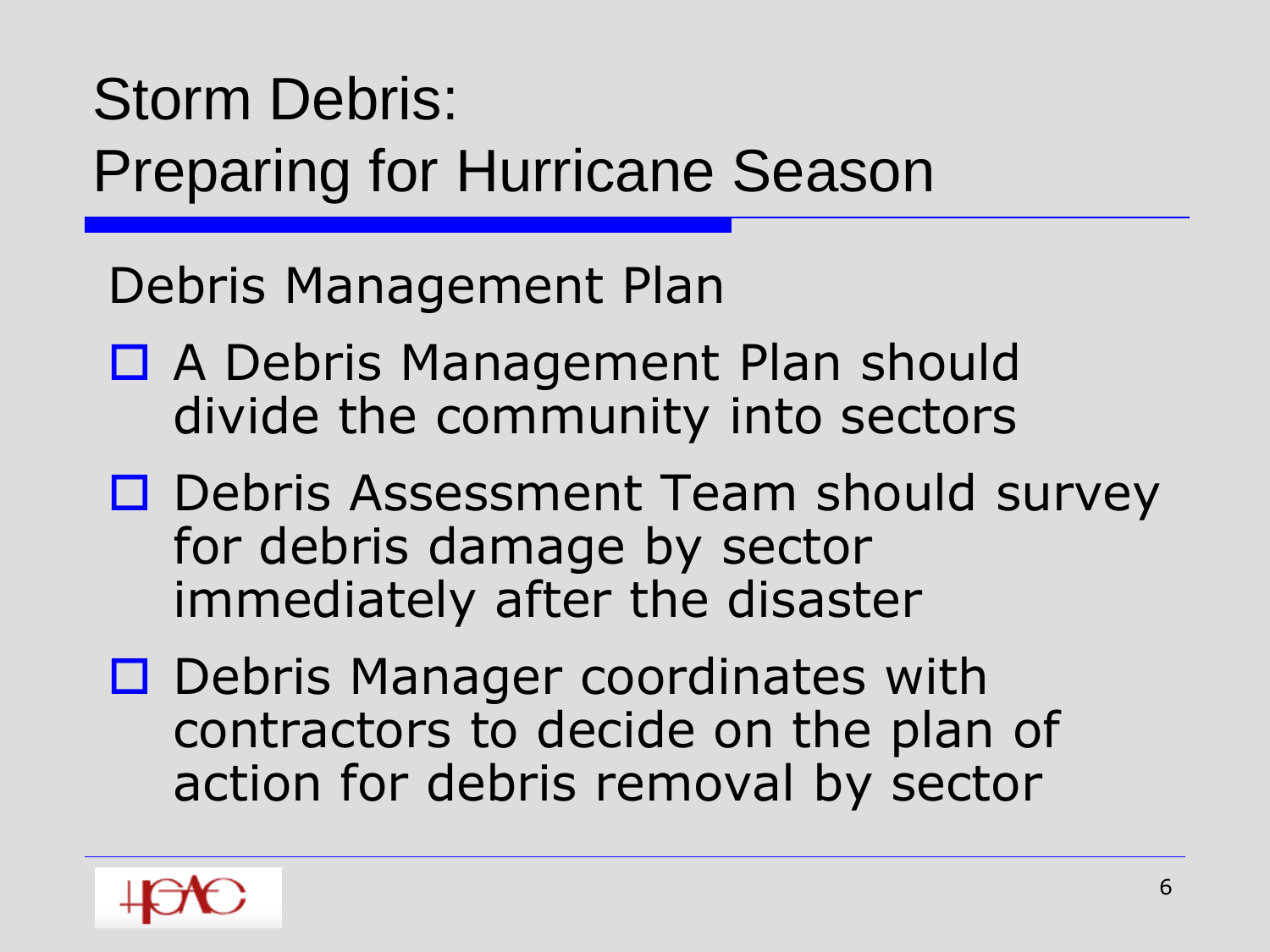# Storm Debris: Preparing for Hurricane Season

## Debris Management Plan

- A Debris Management Plan should divide the community into sectors
- Debris Assessment Team should survey for debris damage by sector immediately after the disaster
- Debris Manager coordinates with contractors to decide on the plan of action for debris removal by sector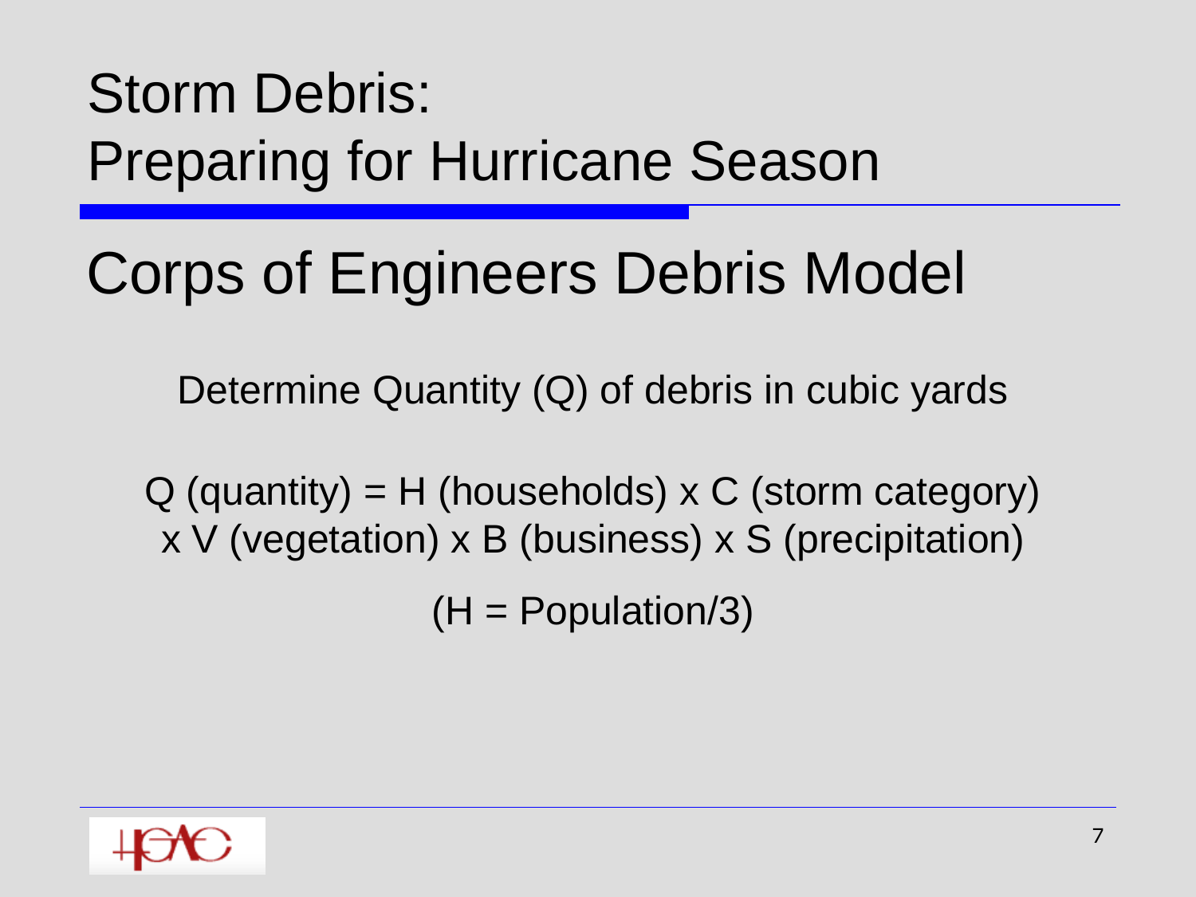# Storm Debris: Preparing for Hurricane Season

## Corps of Engineers Debris Model

Determine Quantity (Q) of debris in cubic yards

Q (quantity) = H (households) x C (storm category) x V (vegetation) x B (business) x S (precipitation)

(H = Population/3)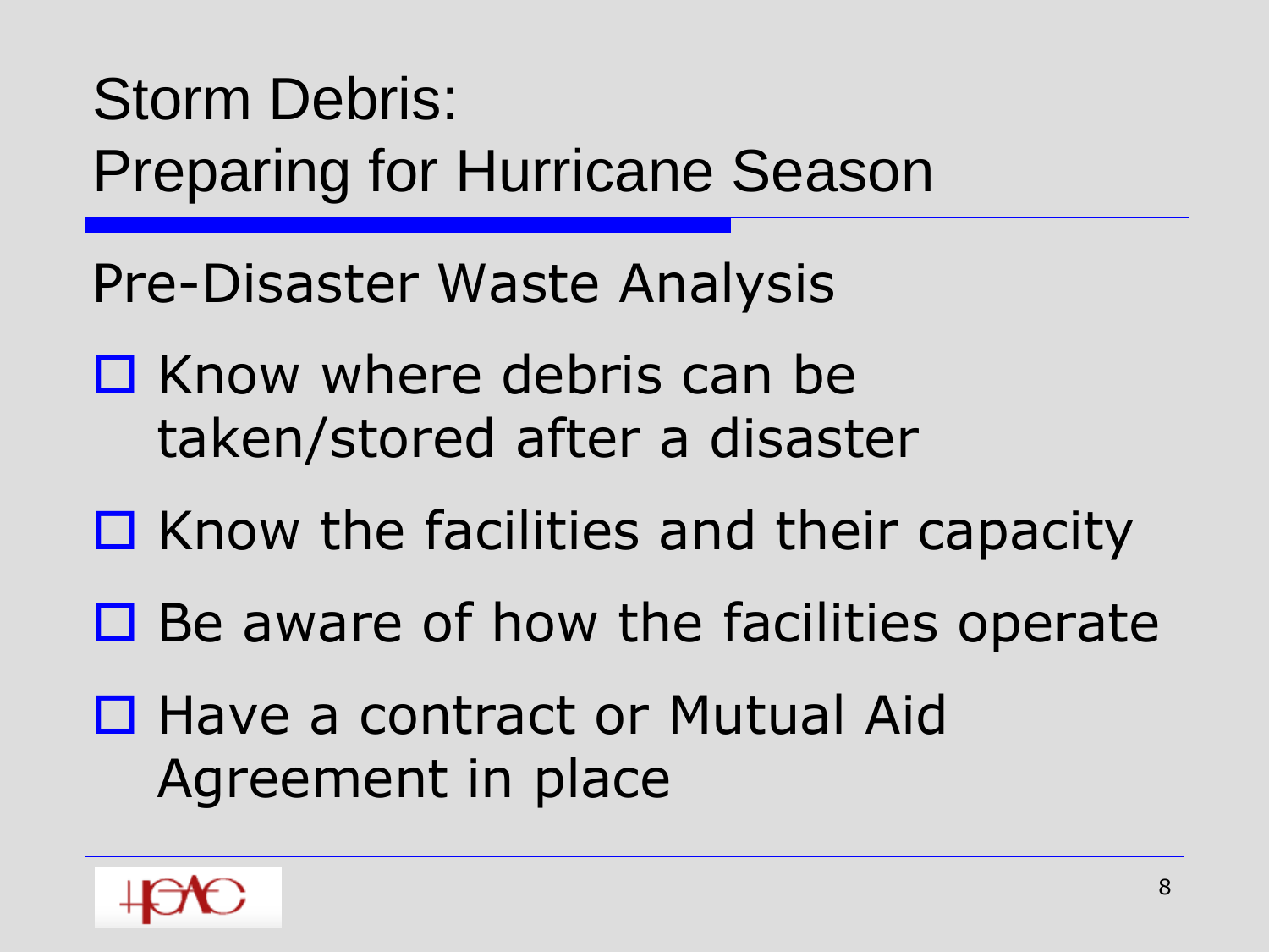# Storm Debris:
# Preparing for Hurricane Season

## Pre-Disaster Waste Analysis

- Know where debris can be taken/stored after a disaster
- Know the facilities and their capacity
- Be aware of how the facilities operate
- Have a contract or Mutual Aid Agreement in place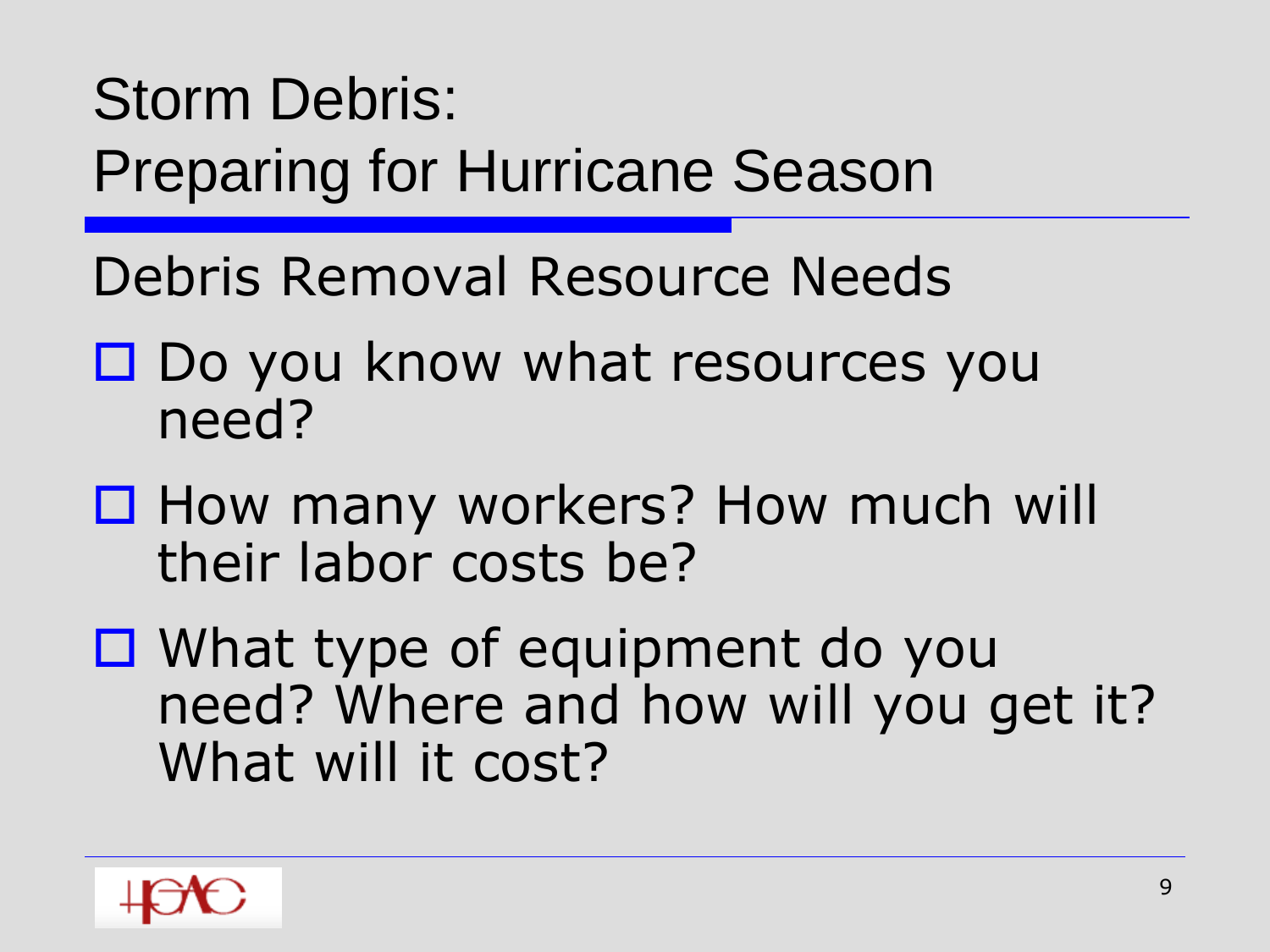# Storm Debris: Preparing for Hurricane Season

## Debris Removal Resource Needs

- Do you know what resources you need?
- How many workers? How much will their labor costs be?
- What type of equipment do you need? Where and how will you get it? What will it cost?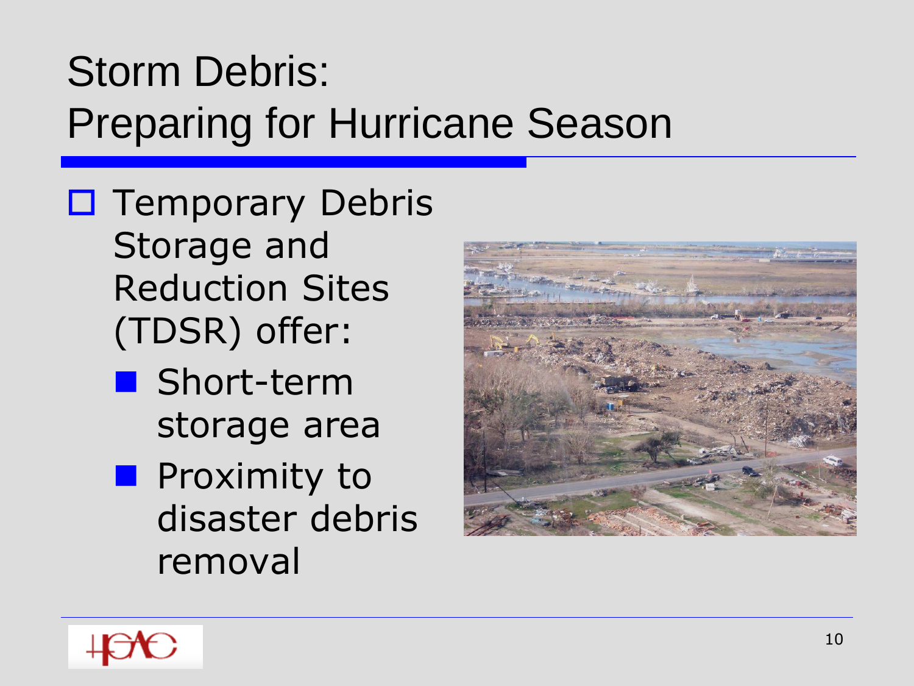# Storm Debris: Preparing for Hurricane Season

- Temporary Debris Storage and Reduction Sites (TDSR) offer:
  - Short-term storage area
  - Proximity to disaster debris removal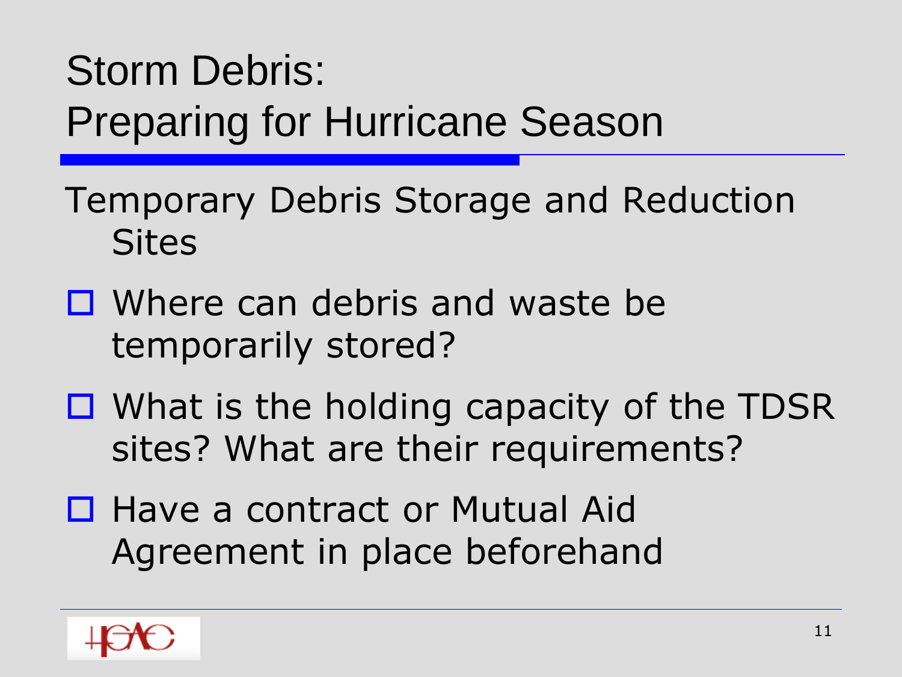# Storm Debris:
# Preparing for Hurricane Season

Temporary Debris Storage and Reduction Sites

- Where can debris and waste be temporarily stored?
- What is the holding capacity of the TDSR sites? What are their requirements?
- Have a contract or Mutual Aid Agreement in place beforehand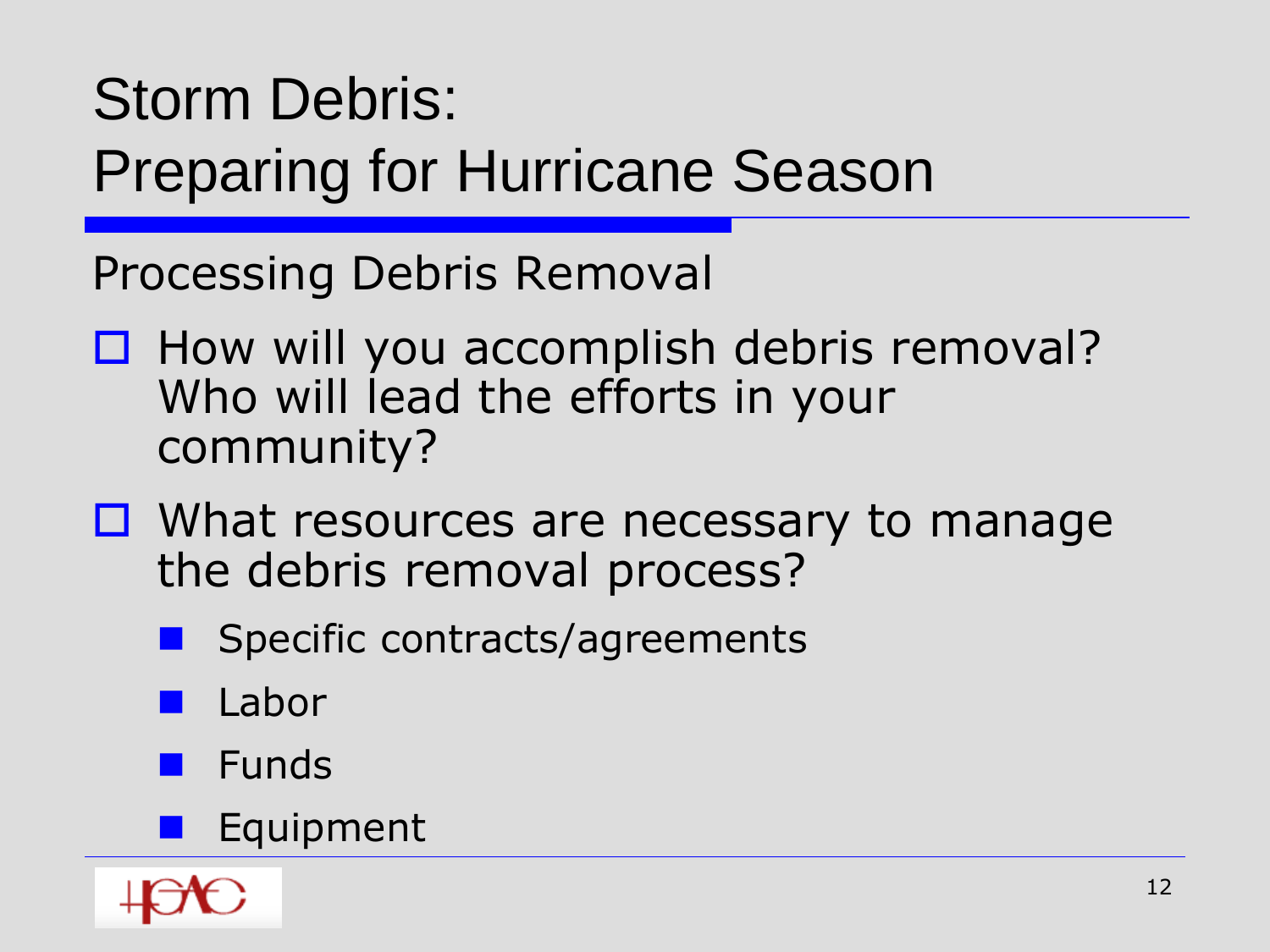# Storm Debris: Preparing for Hurricane Season

## Processing Debris Removal

- How will you accomplish debris removal? Who will lead the efforts in your community?
- What resources are necessary to manage the debris removal process?
  - Specific contracts/agreements
  - Labor
  - Funds
  - Equipment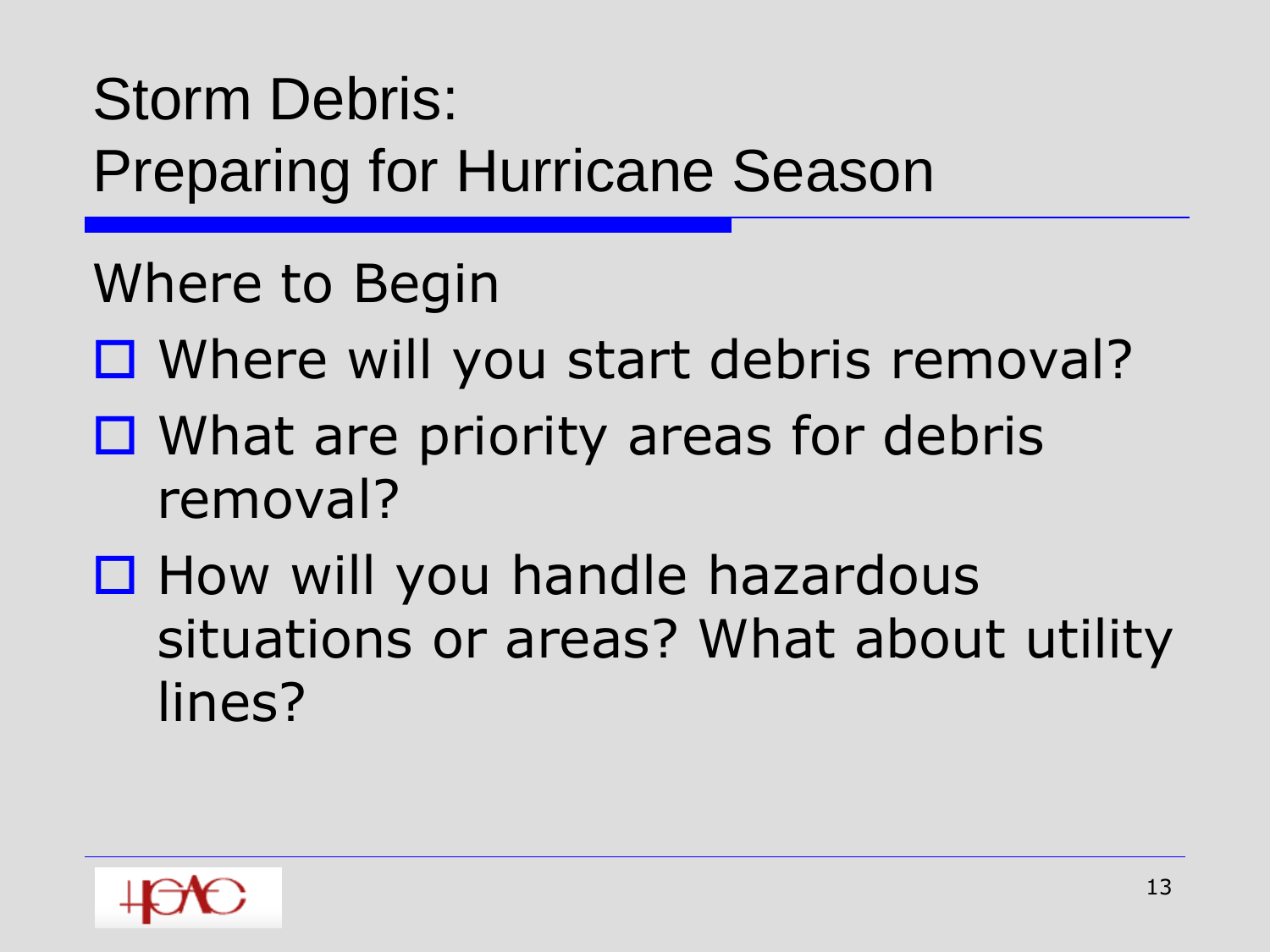# Storm Debris: Preparing for Hurricane Season

## Where to Begin

- ☐ Where will you start debris removal?
- ☐ What are priority areas for debris removal?
- ☐ How will you handle hazardous situations or areas? What about utility lines?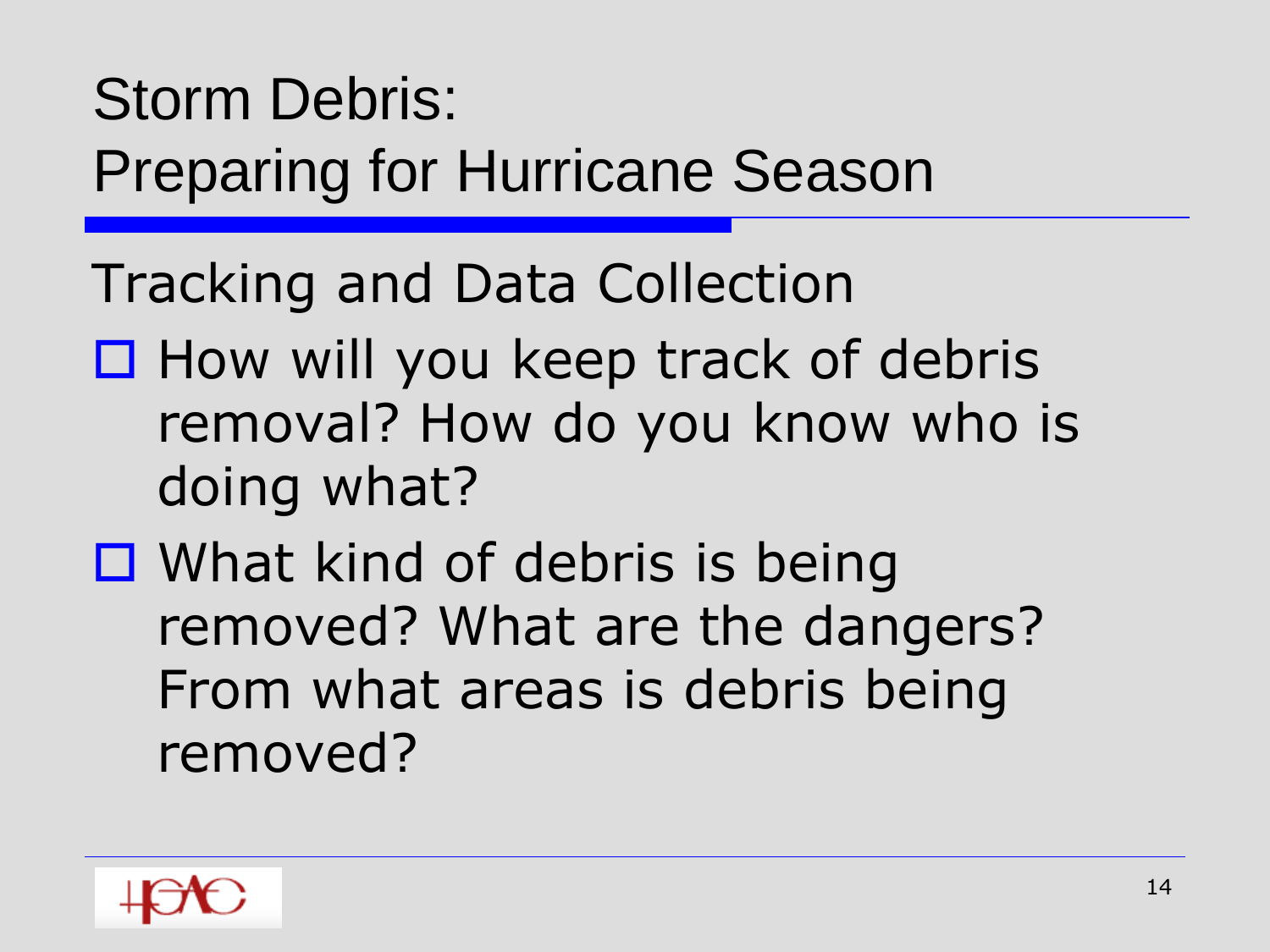# Storm Debris: Preparing for Hurricane Season

## Tracking and Data Collection

- How will you keep track of debris removal? How do you know who is doing what?
- What kind of debris is being removed? What are the dangers? From what areas is debris being removed?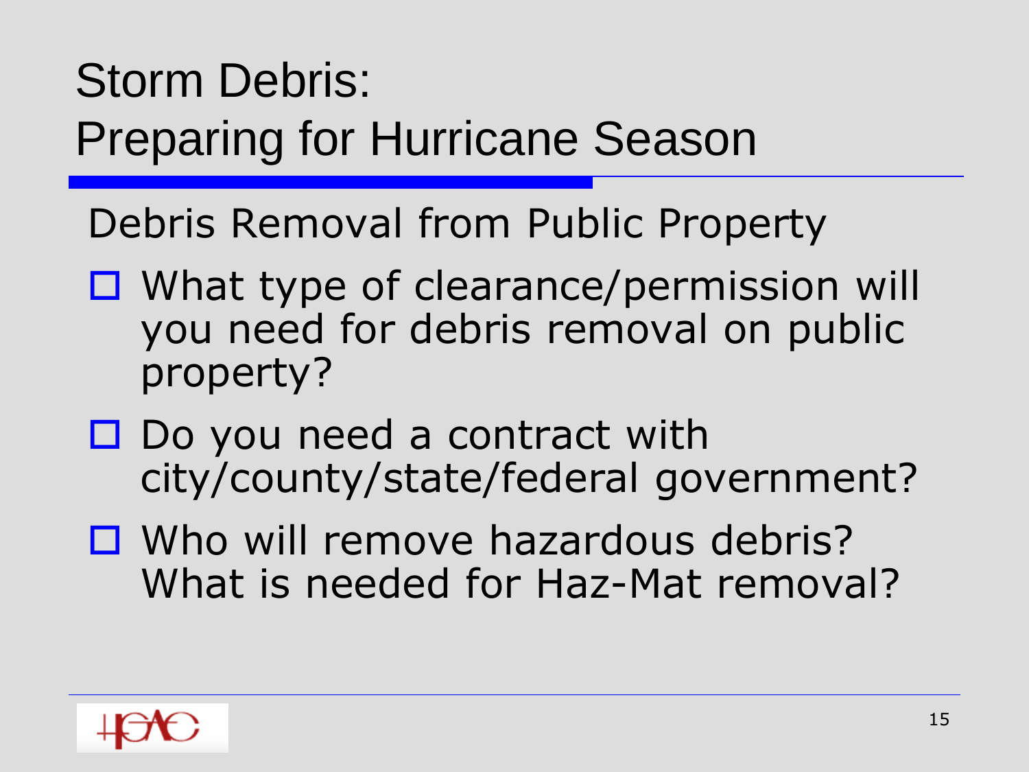# Storm Debris: Preparing for Hurricane Season

## Debris Removal from Public Property

- What type of clearance/permission will you need for debris removal on public property?
- Do you need a contract with city/county/state/federal government?
- Who will remove hazardous debris? What is needed for Haz-Mat removal?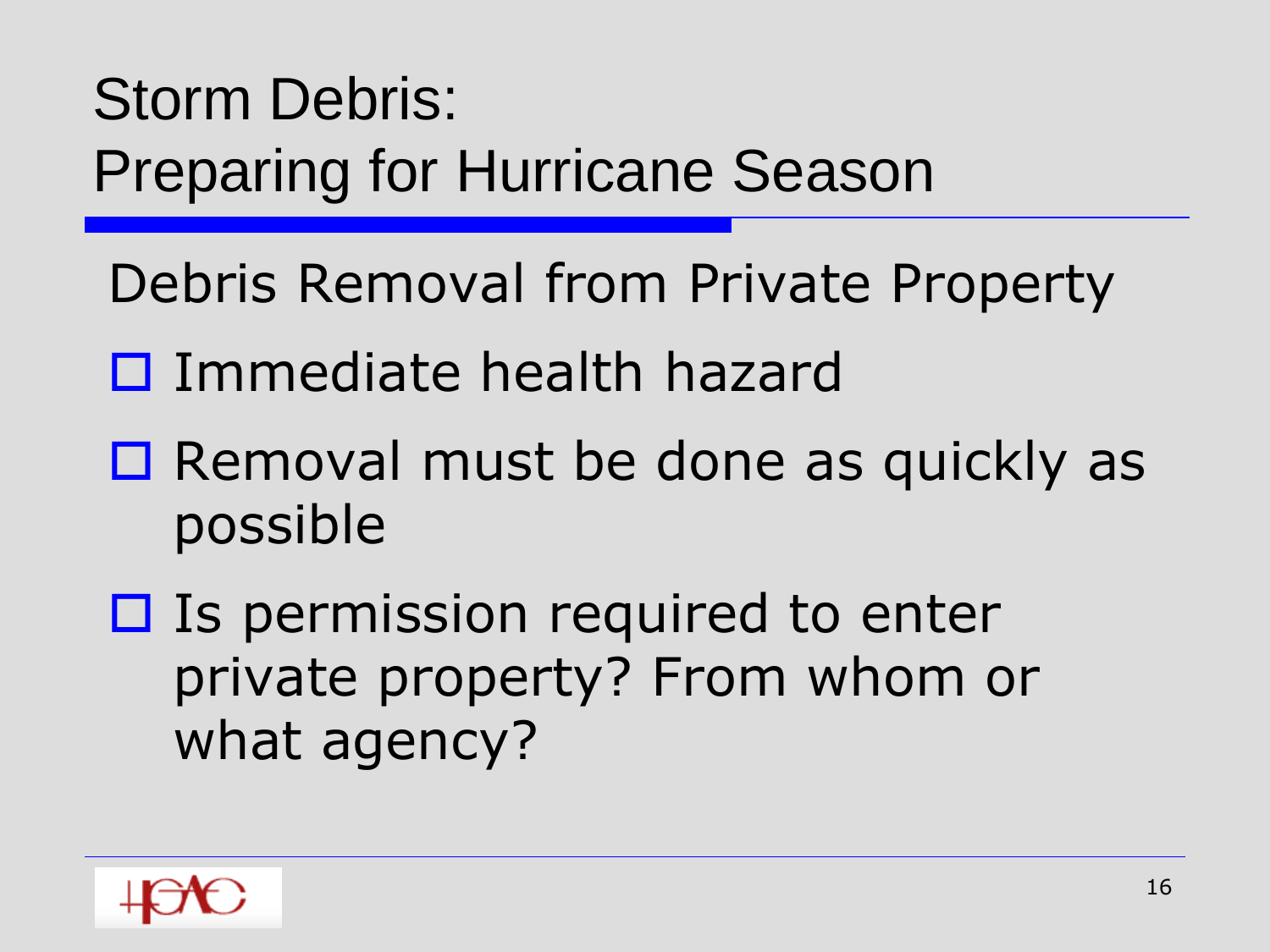# Storm Debris: Preparing for Hurricane Season

## Debris Removal from Private Property

- Immediate health hazard
- Removal must be done as quickly as possible
- Is permission required to enter private property? From whom or what agency?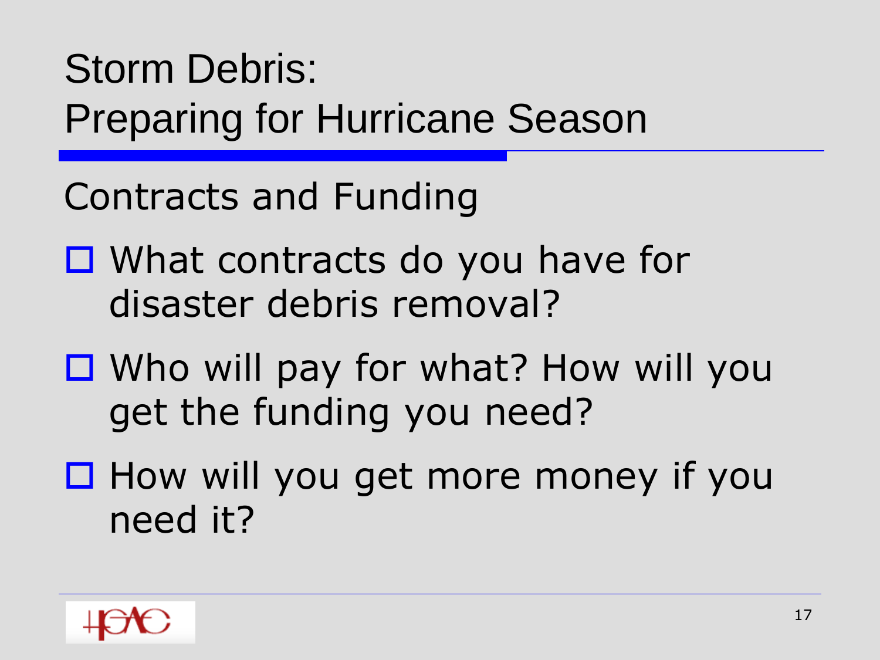# Storm Debris: Preparing for Hurricane Season

## Contracts and Funding

- ☐ What contracts do you have for disaster debris removal?
- ☐ Who will pay for what? How will you get the funding you need?
- ☐ How will you get more money if you need it?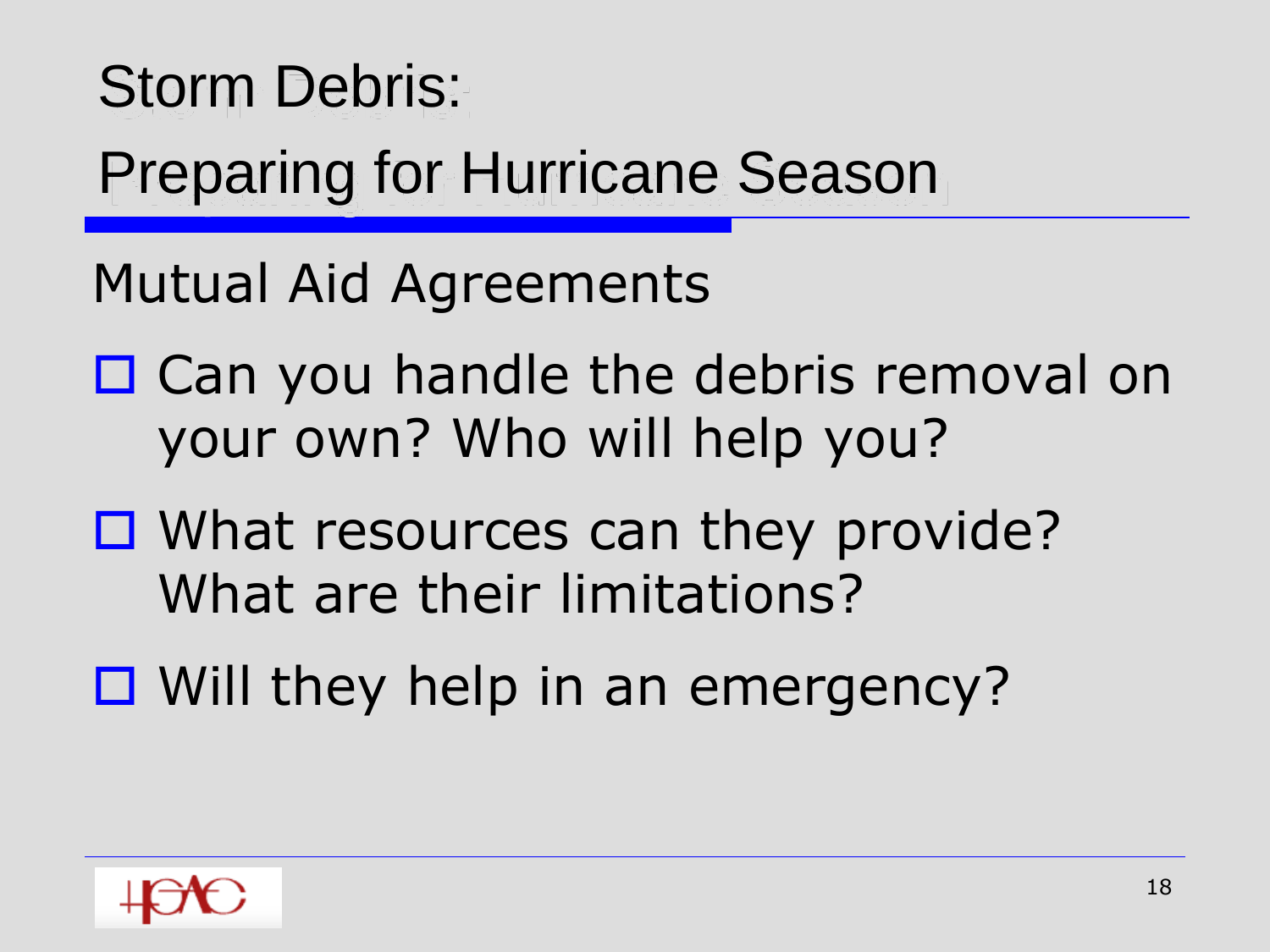# Storm Debris:

# Preparing for Hurricane Season

## Mutual Aid Agreements

- Can you handle the debris removal on your own? Who will help you?
- What resources can they provide? What are their limitations?
- Will they help in an emergency?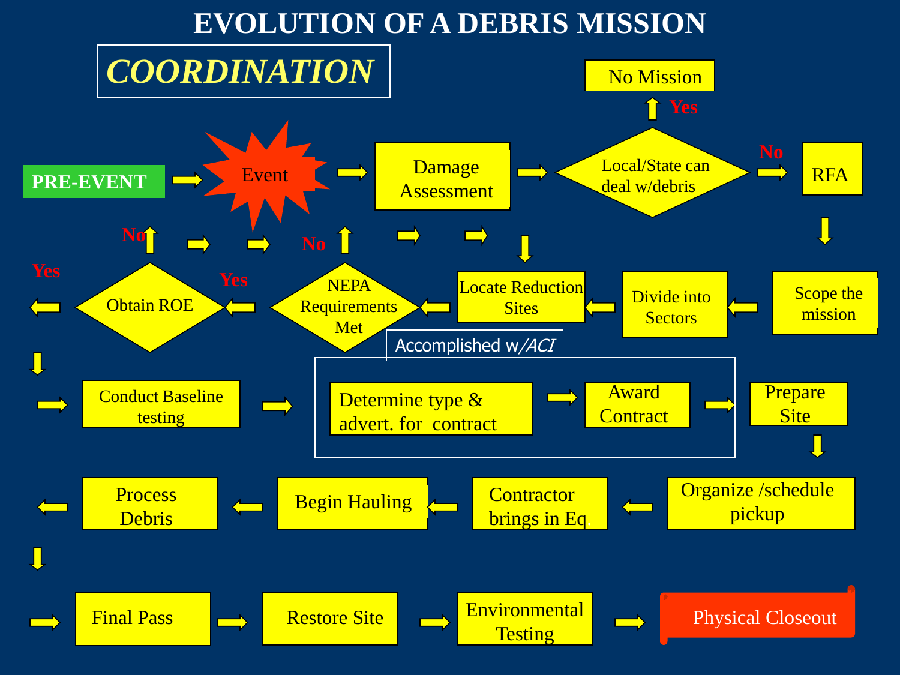# EVOLUTION OF A DEBRIS MISSION

## *COORDINATION*

PRE-EVENT → Event → Damage Assessment → Local/State can deal w/debris

- Yes → No Mission
- No → RFA

RFA → Scope the mission → Divide into Sectors → Locate Reduction Sites → NEPA Requirements Met

- No → (back to Event)
- Yes → Obtain ROE

Obtain ROE

- No → (back to Event)
- Yes → Conduct Baseline testing

Conduct Baseline testing → Determine type & advert. for contract → Award Contract → Prepare Site

Accomplished w/*ACI*: Determine type & advert. for contract; Award Contract

Prepare Site → Organize /schedule pickup → Contractor brings in Eq. → Begin Hauling → Process Debris → Final Pass → Restore Site → Environmental Testing → Physical Closeout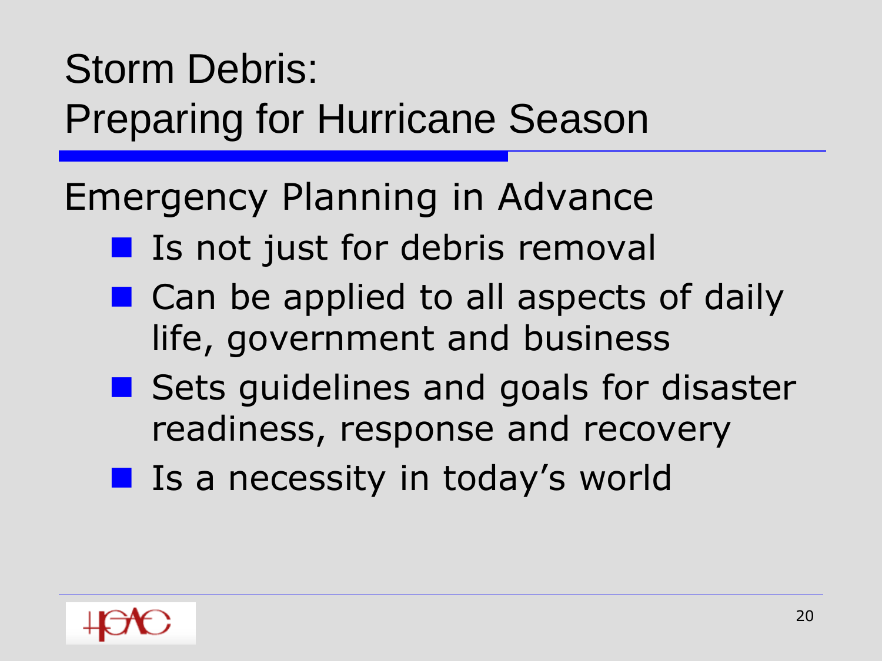# Storm Debris: Preparing for Hurricane Season

## Emergency Planning in Advance

- Is not just for debris removal
- Can be applied to all aspects of daily life, government and business
- Sets guidelines and goals for disaster readiness, response and recovery
- Is a necessity in today's world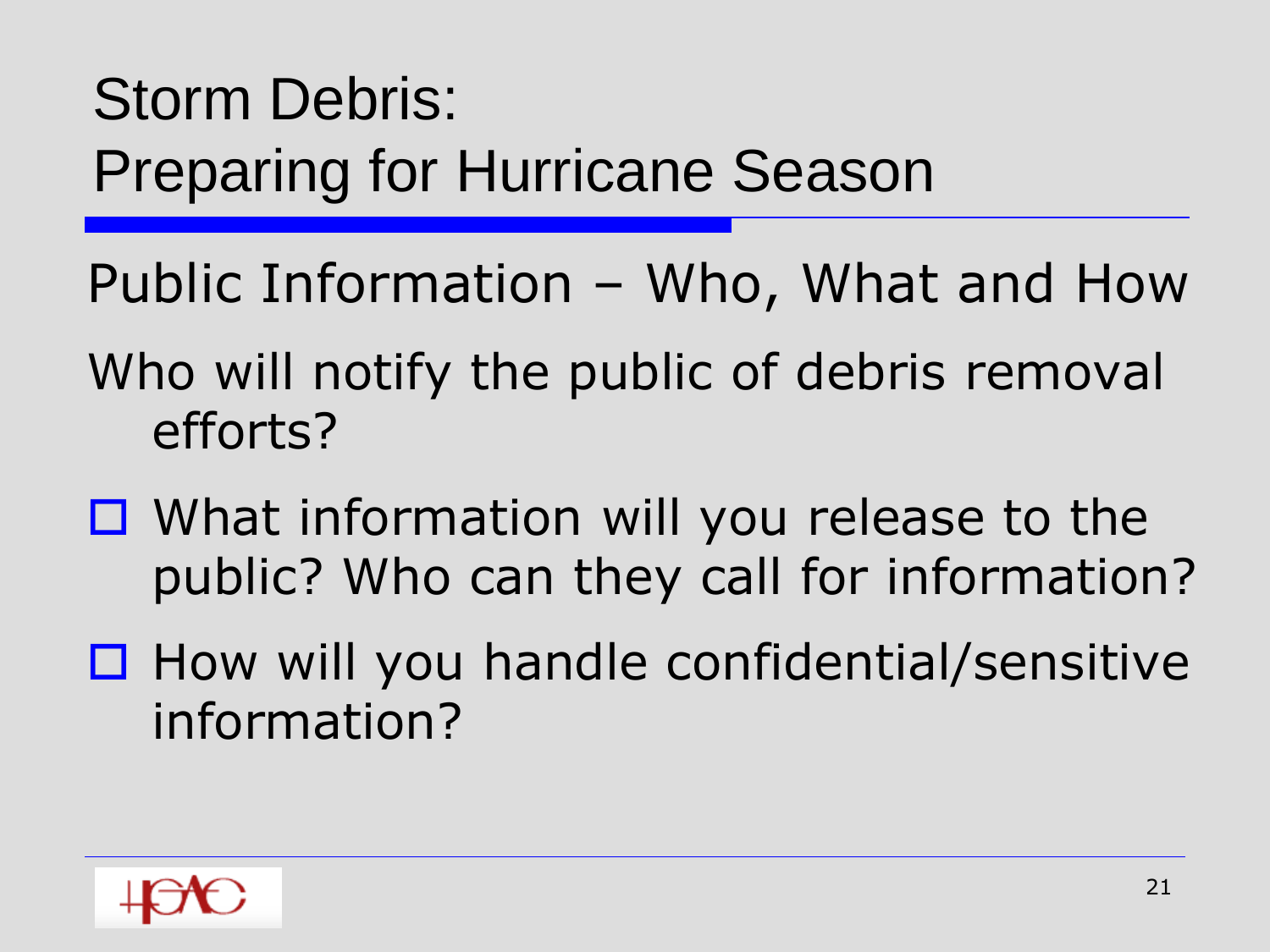# Storm Debris: Preparing for Hurricane Season

## Public Information – Who, What and How

Who will notify the public of debris removal efforts?

- What information will you release to the public? Who can they call for information?
- How will you handle confidential/sensitive information?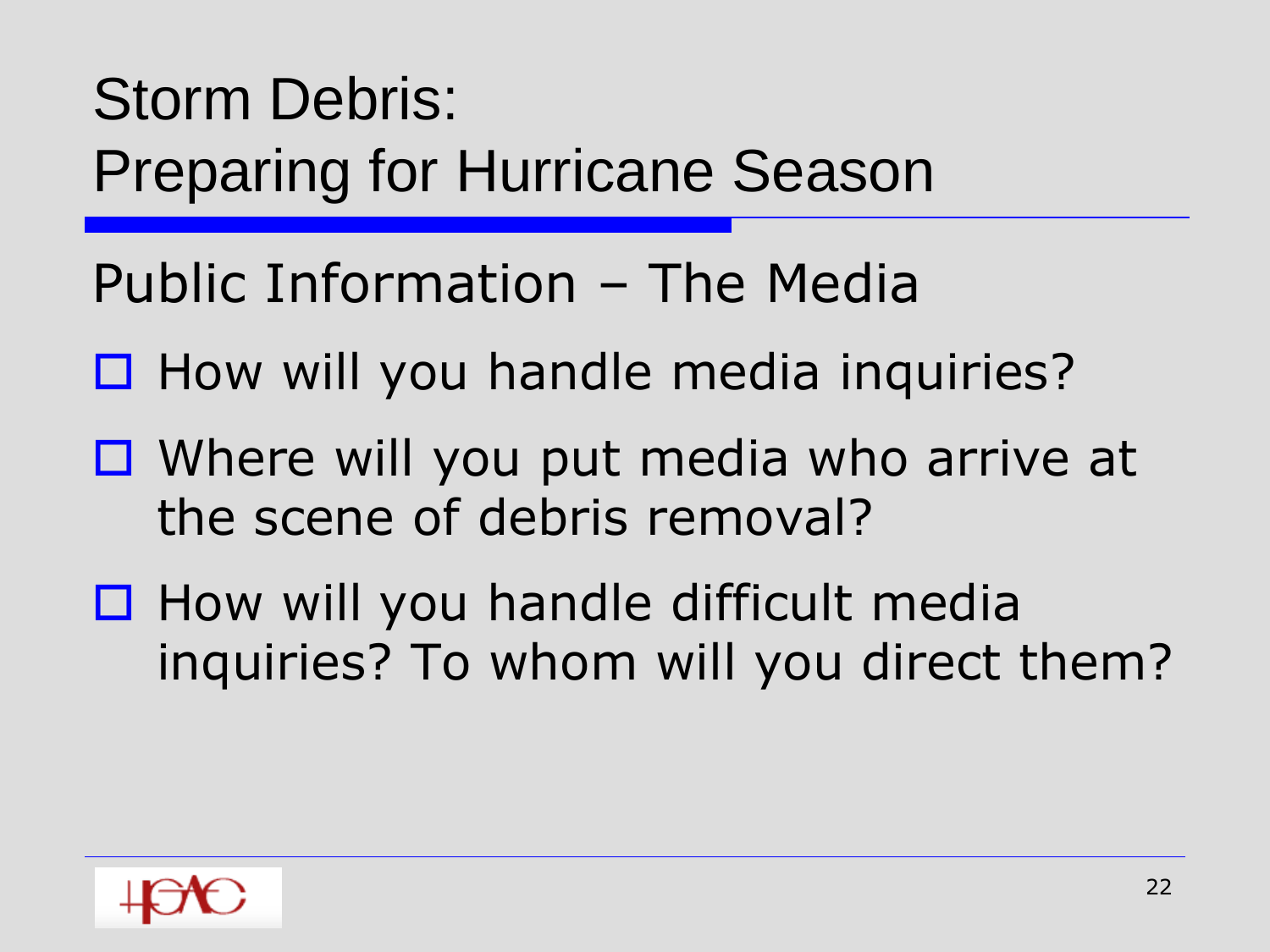# Storm Debris: Preparing for Hurricane Season

## Public Information – The Media

- How will you handle media inquiries?
- Where will you put media who arrive at the scene of debris removal?
- How will you handle difficult media inquiries? To whom will you direct them?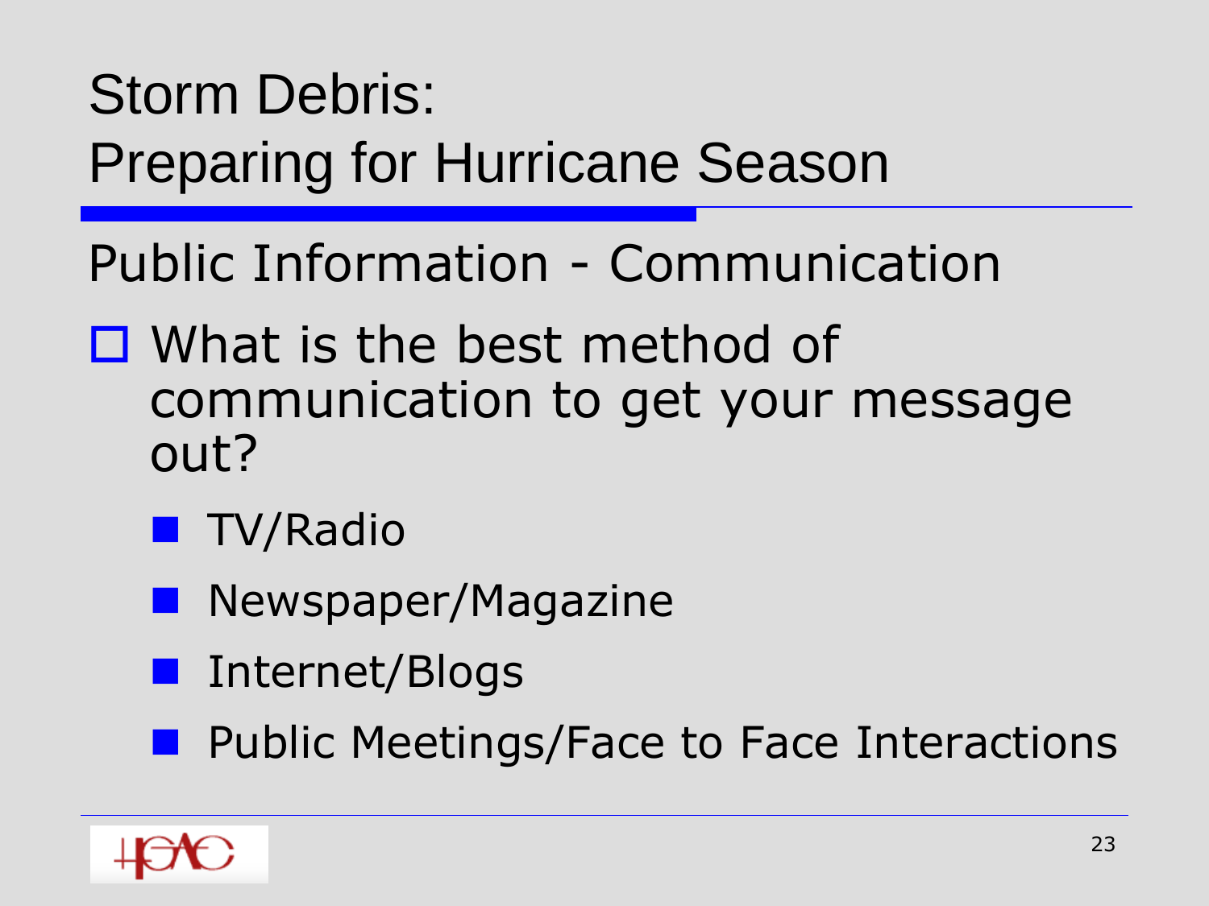# Storm Debris: Preparing for Hurricane Season

## Public Information - Communication

- What is the best method of communication to get your message out?
  - TV/Radio
  - Newspaper/Magazine
  - Internet/Blogs
  - Public Meetings/Face to Face Interactions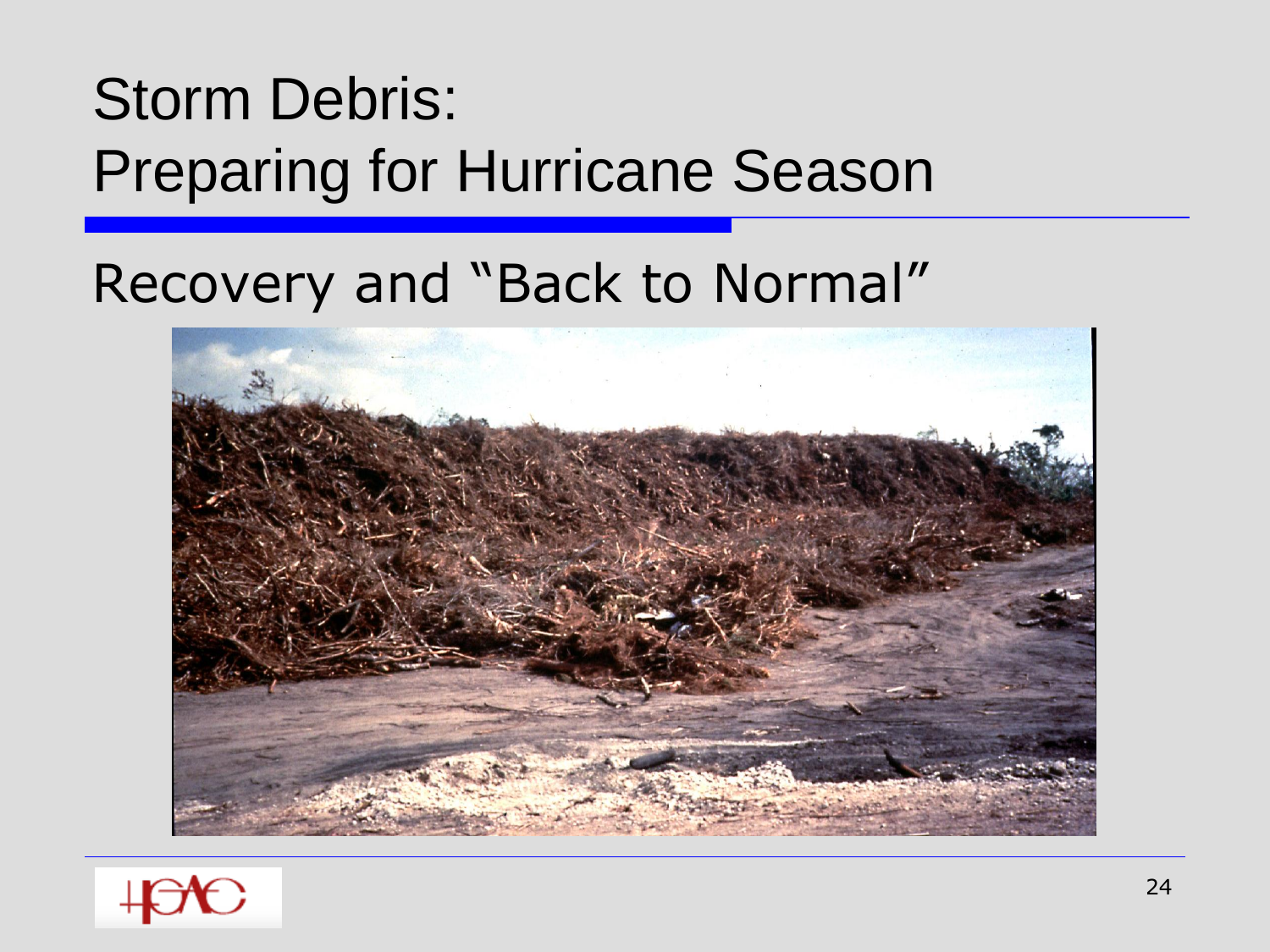# Storm Debris: Preparing for Hurricane Season

## Recovery and "Back to Normal"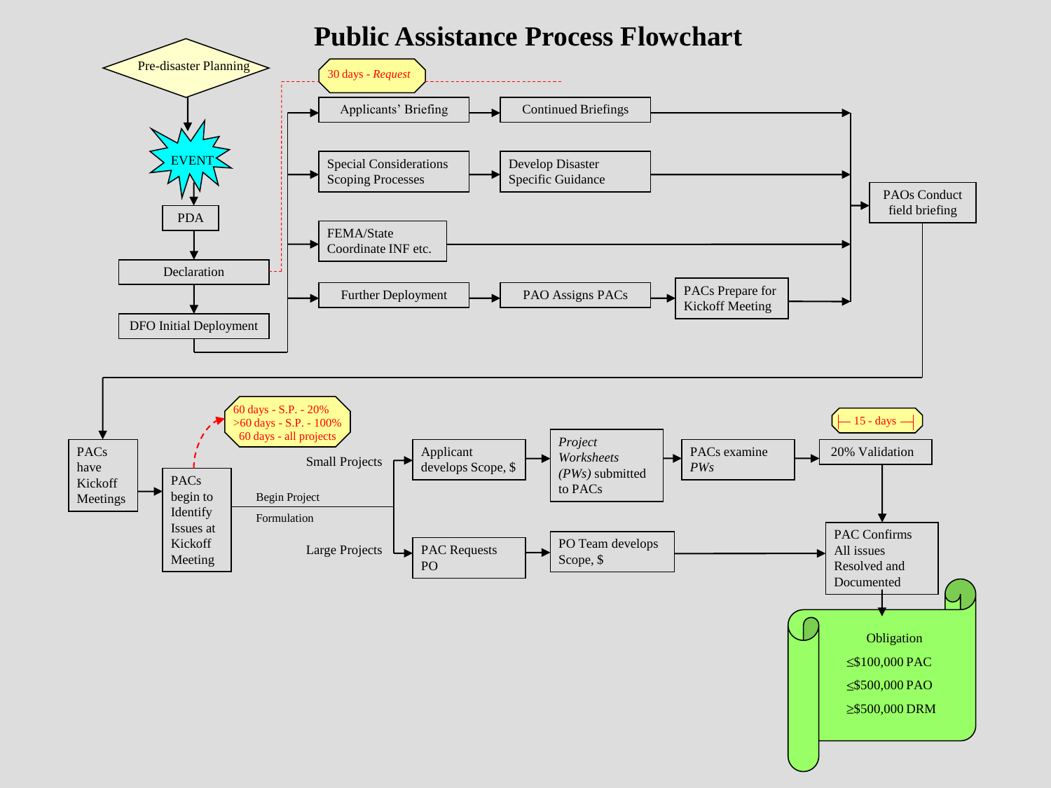# Public Assistance Process Flowchart

Pre-disaster Planning

EVENT

PDA

Declaration

DFO Initial Deployment

30 days - *Request*

Applicants' Briefing

Continued Briefings

Special Considerations Scoping Processes

Develop Disaster Specific Guidance

FEMA/State Coordinate INF etc.

Further Deployment

PAO Assigns PACs

PACs Prepare for Kickoff Meeting

PAOs Conduct field briefing

PACs have Kickoff Meetings

PACs begin to Identify Issues at Kickoff Meeting

60 days - S.P. - 20%
>60 days - S.P. - 100%
60 days - all projects

Begin Project Formulation

Small Projects

Applicant develops Scope, $

*Project Worksheets (PWs)* submitted to PACs

PACs examine *PWs*

15 - days

20% Validation

Large Projects

PAC Requests PO

PO Team develops Scope, $

PAC Confirms All issues Resolved and Documented

Obligation

≤$100,000 PAC

≤$500,000 PAO

≥$500,000 DRM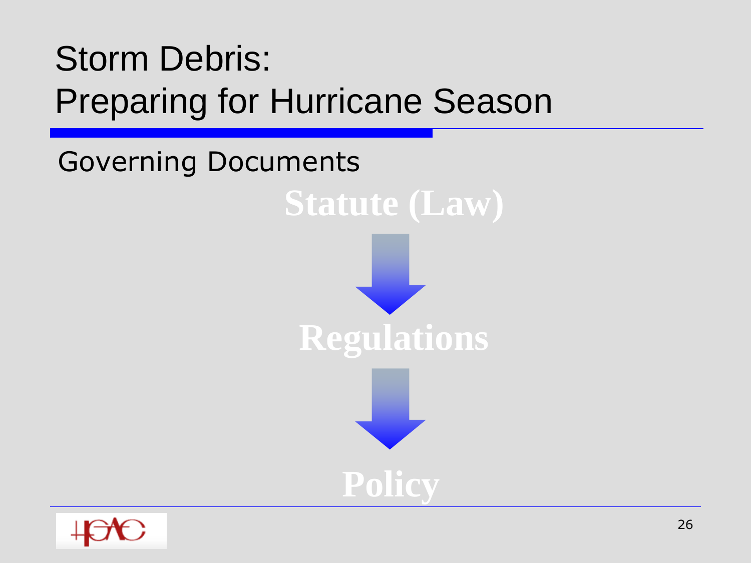# Storm Debris: Preparing for Hurricane Season

## Governing Documents

**Statute (Law)**

↓

**Regulations**

↓

**Policy**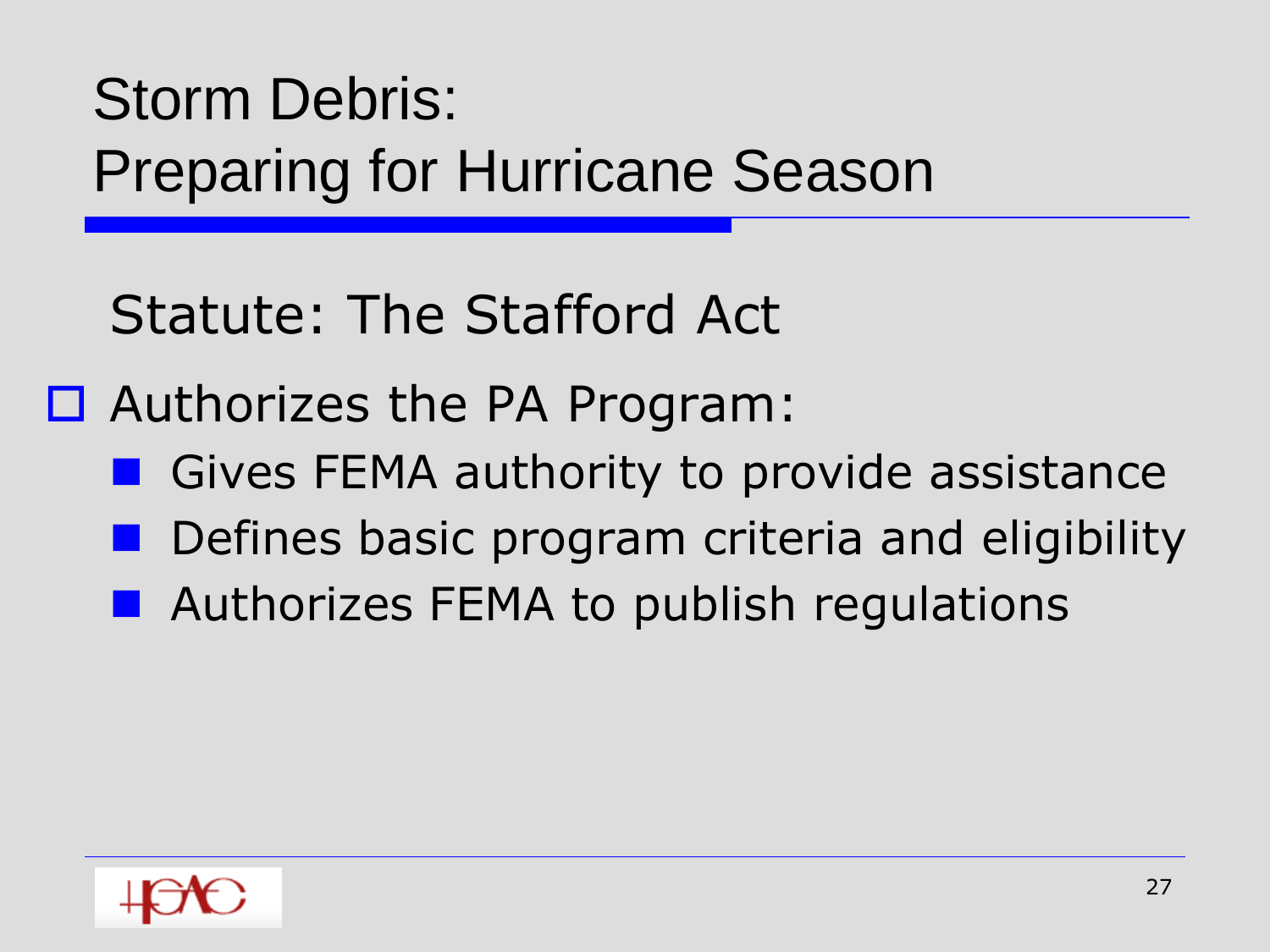# Storm Debris: Preparing for Hurricane Season

## Statute: The Stafford Act

- Authorizes the PA Program:
  - Gives FEMA authority to provide assistance
  - Defines basic program criteria and eligibility
  - Authorizes FEMA to publish regulations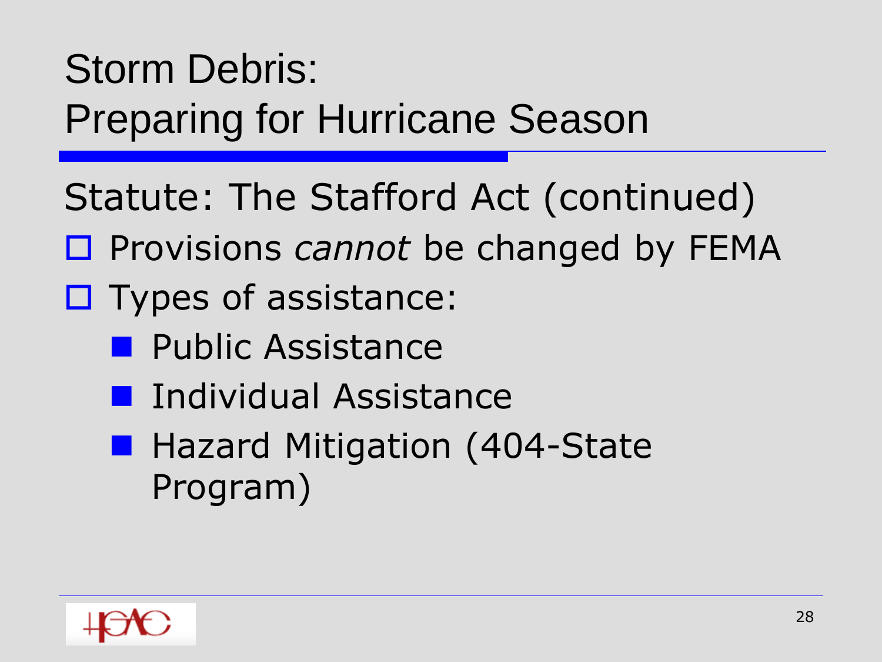# Storm Debris:
# Preparing for Hurricane Season

## Statute: The Stafford Act (continued)

- Provisions *cannot* be changed by FEMA
- Types of assistance:
  - Public Assistance
  - Individual Assistance
  - Hazard Mitigation (404-State Program)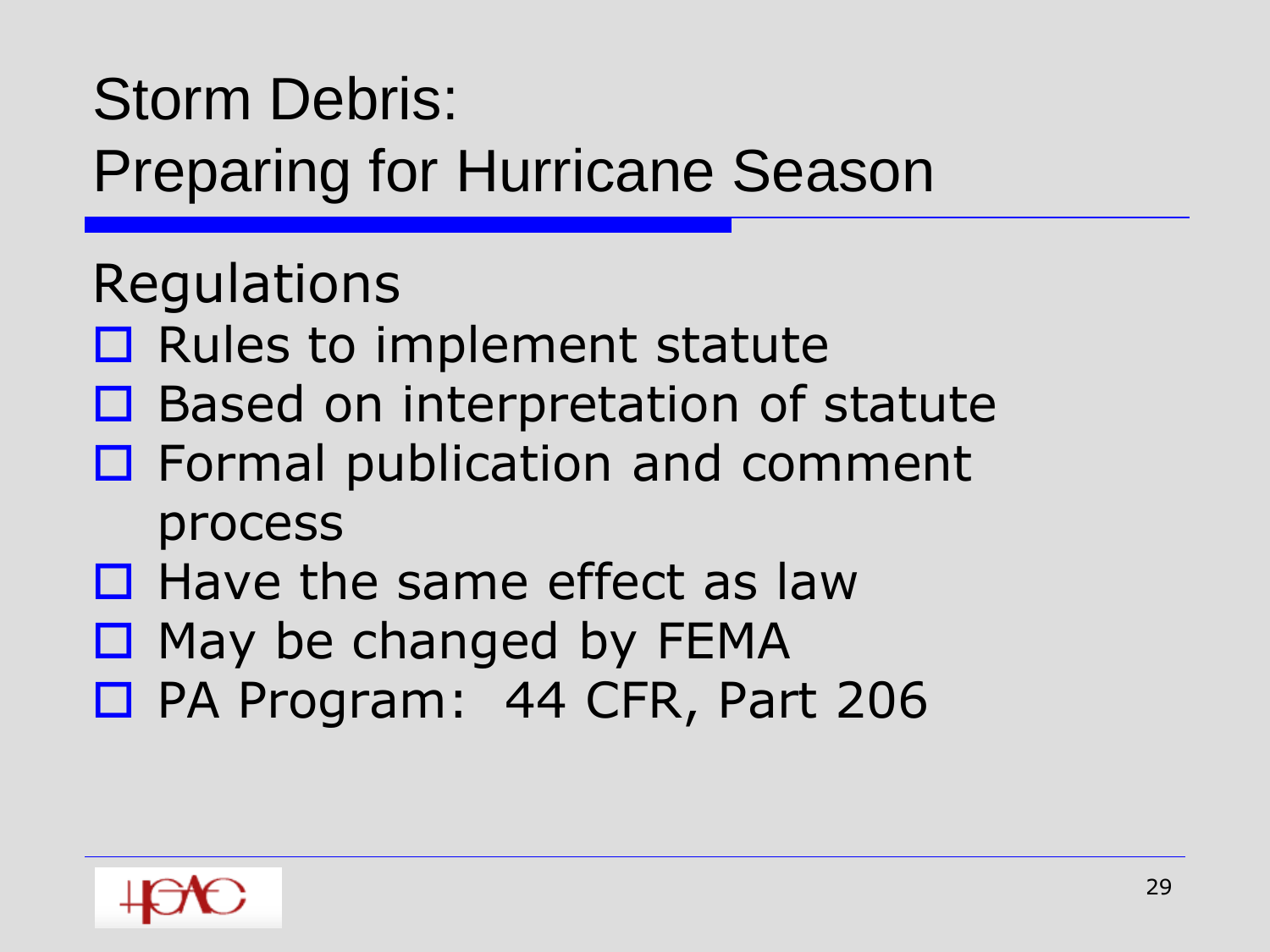# Storm Debris: Preparing for Hurricane Season

## Regulations

- Rules to implement statute
- Based on interpretation of statute
- Formal publication and comment process
- Have the same effect as law
- May be changed by FEMA
- PA Program: 44 CFR, Part 206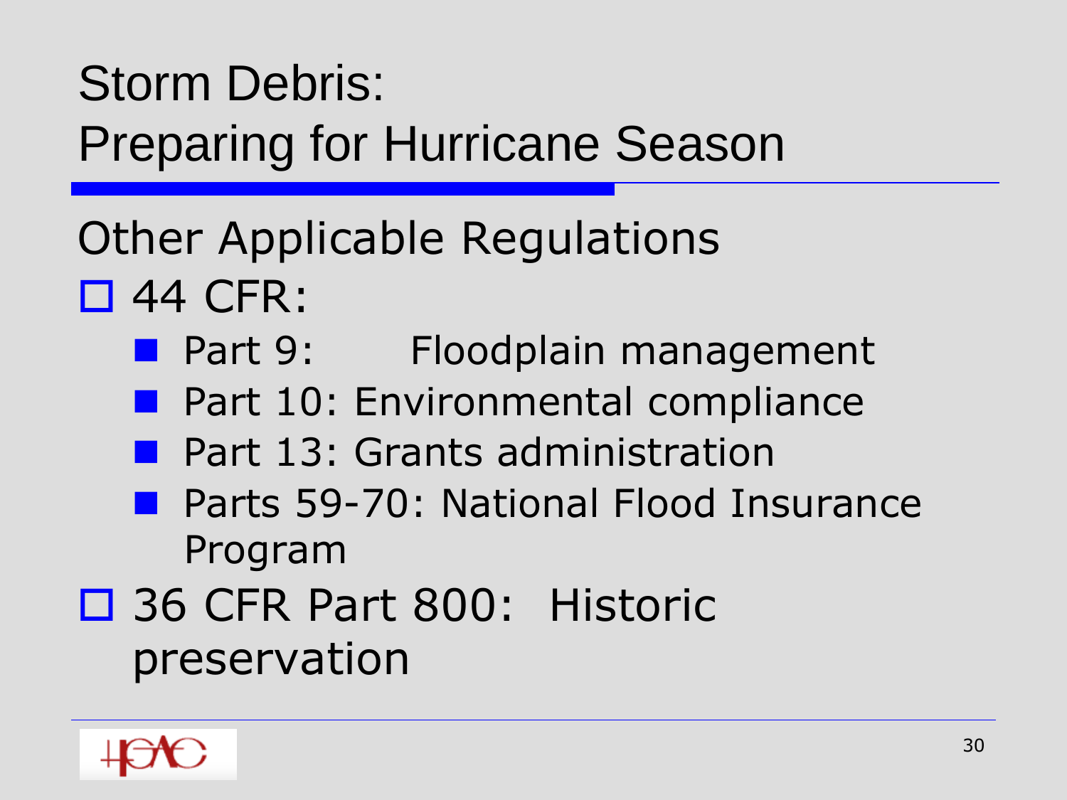# Storm Debris: Preparing for Hurricane Season

## Other Applicable Regulations

- 44 CFR:
  - Part 9: Floodplain management
  - Part 10: Environmental compliance
  - Part 13: Grants administration
  - Parts 59-70: National Flood Insurance Program
- 36 CFR Part 800: Historic preservation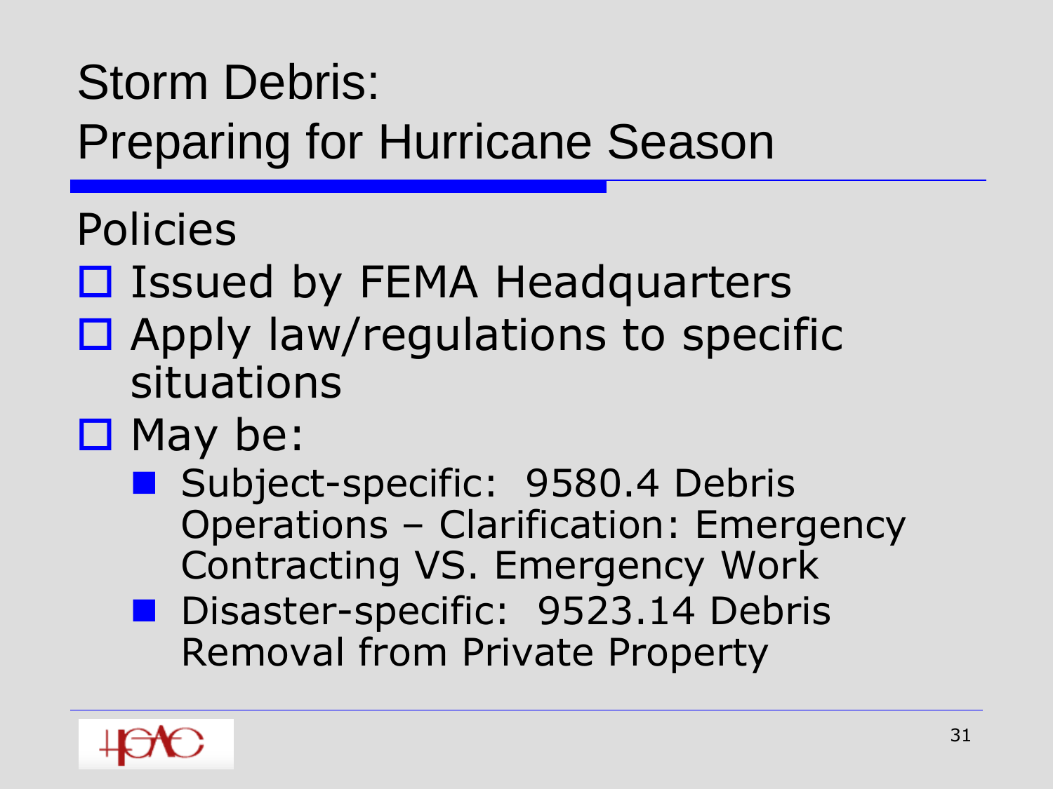# Storm Debris: Preparing for Hurricane Season

## Policies

- Issued by FEMA Headquarters
- Apply law/regulations to specific situations
- May be:
  - Subject-specific: 9580.4 Debris Operations – Clarification: Emergency Contracting VS. Emergency Work
  - Disaster-specific: 9523.14 Debris Removal from Private Property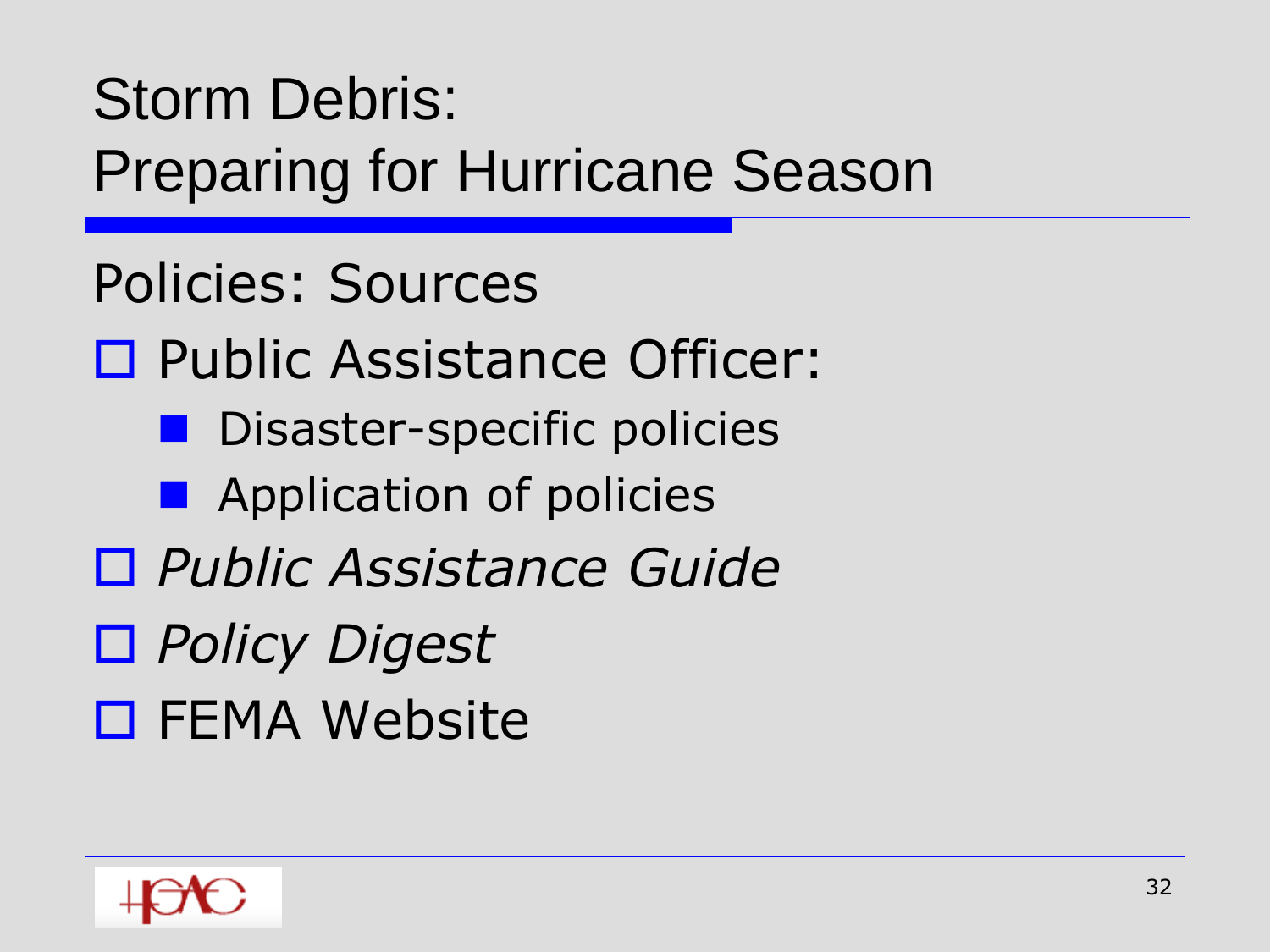# Storm Debris: Preparing for Hurricane Season

## Policies: Sources

- Public Assistance Officer:
  - Disaster-specific policies
  - Application of policies
- *Public Assistance Guide*
- *Policy Digest*
- FEMA Website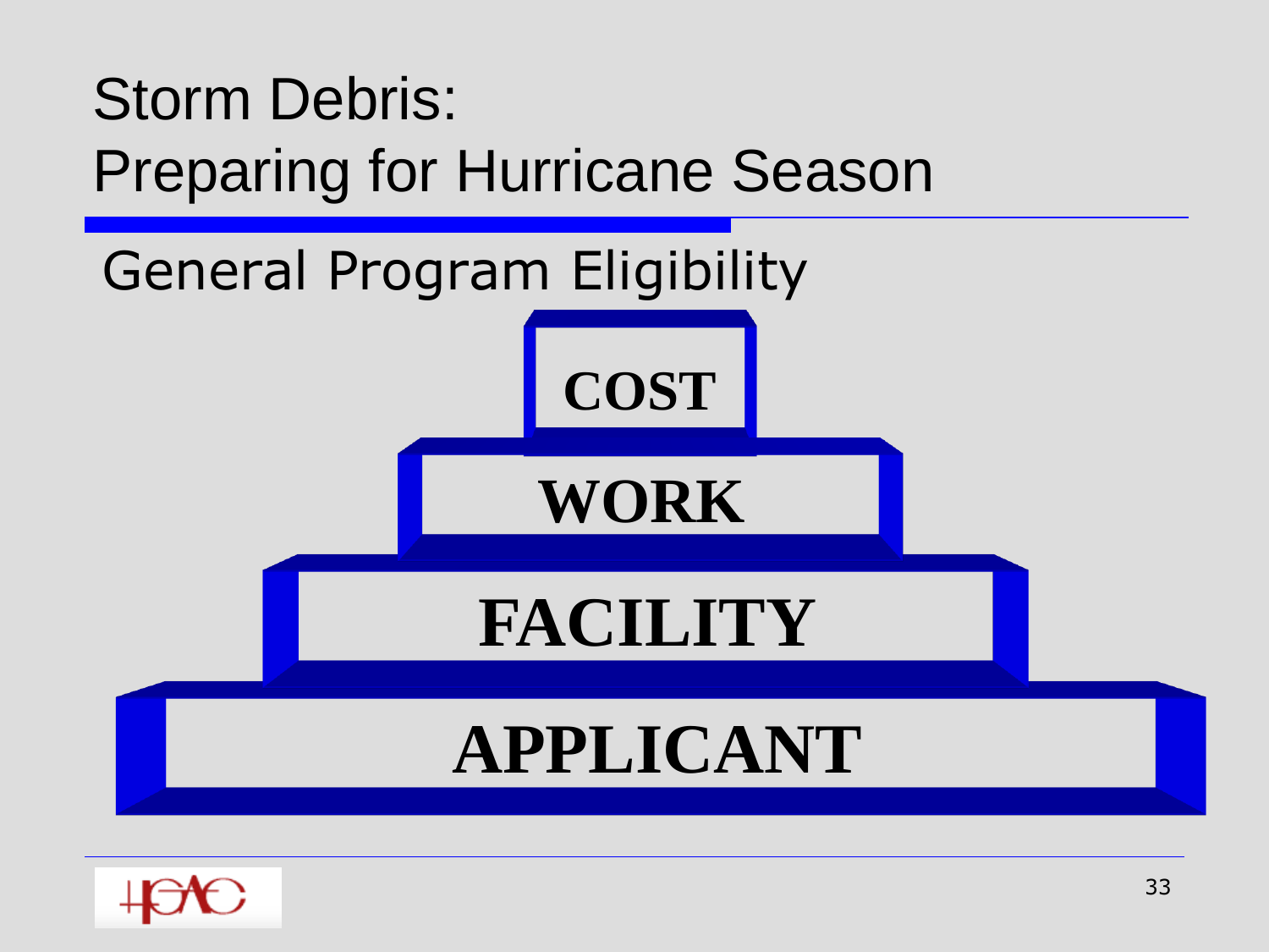# Storm Debris: Preparing for Hurricane Season

## General Program Eligibility

COST

WORK

FACILITY

APPLICANT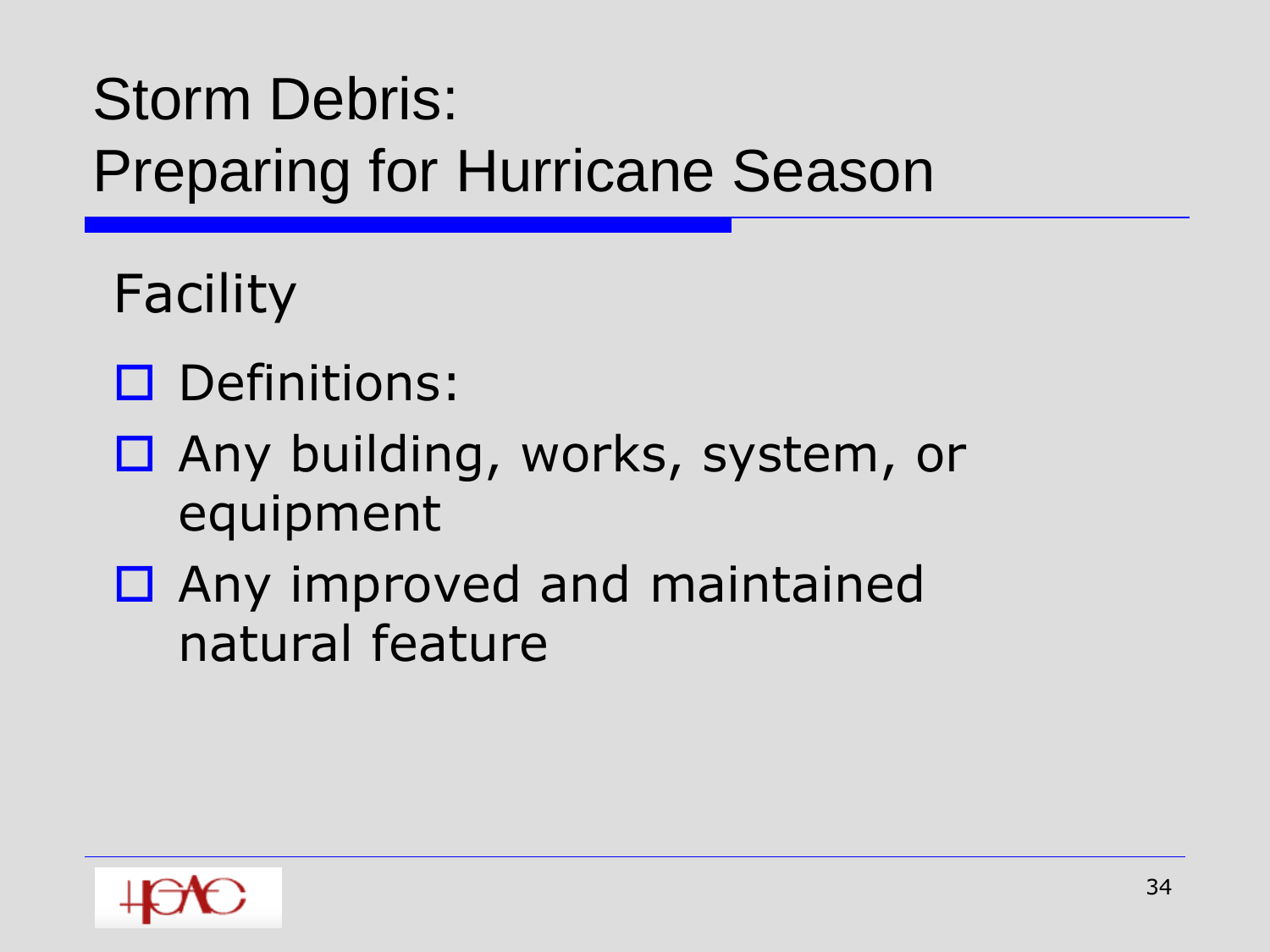# Storm Debris: Preparing for Hurricane Season

## Facility

- Definitions:
- Any building, works, system, or equipment
- Any improved and maintained natural feature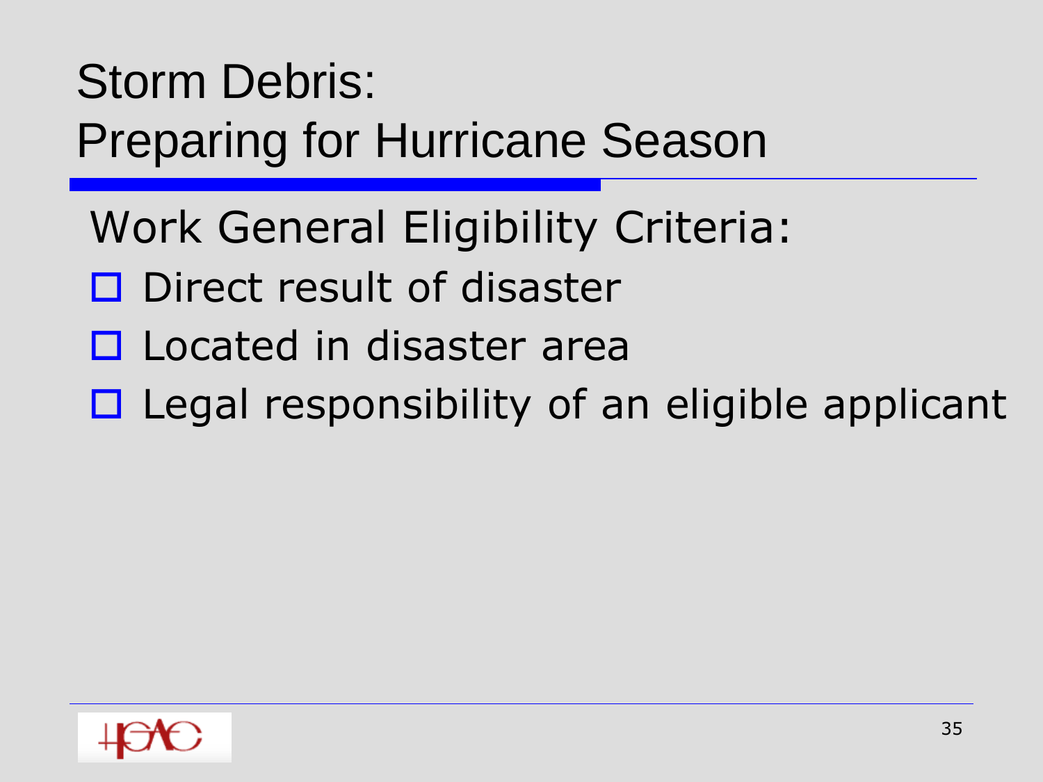# Storm Debris:
# Preparing for Hurricane Season

Work General Eligibility Criteria:

- Direct result of disaster
- Located in disaster area
- Legal responsibility of an eligible applicant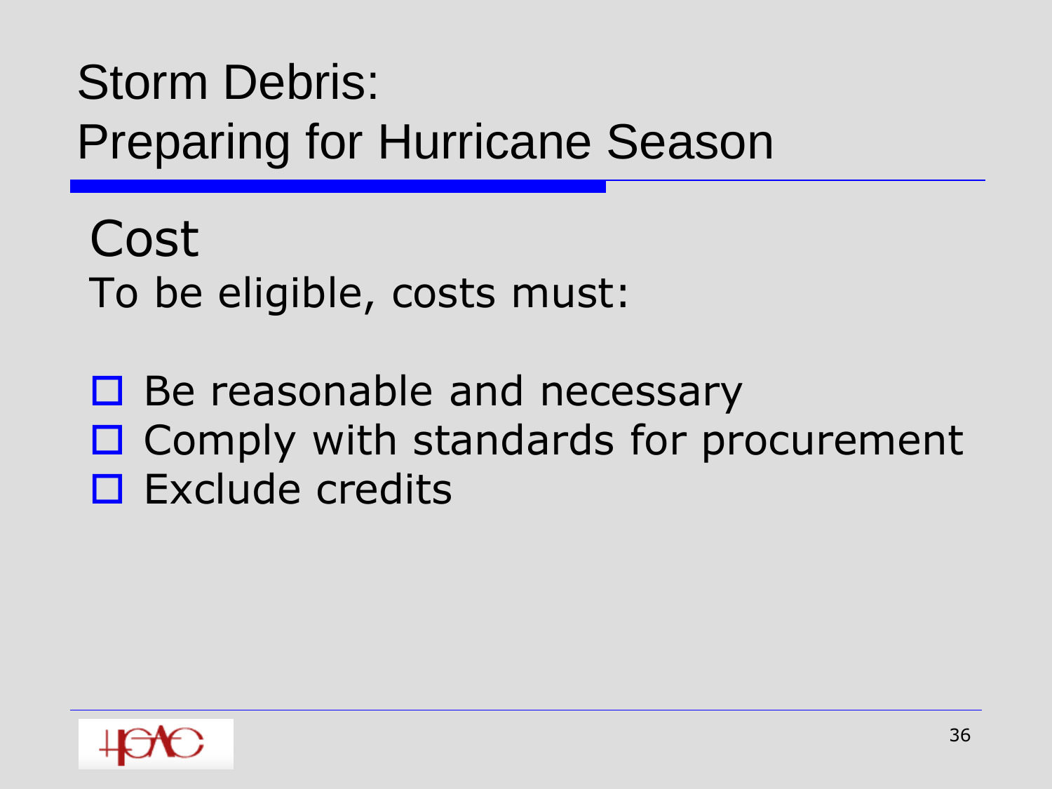# Storm Debris:
# Preparing for Hurricane Season

## Cost

To be eligible, costs must:

- Be reasonable and necessary
- Comply with standards for procurement
- Exclude credits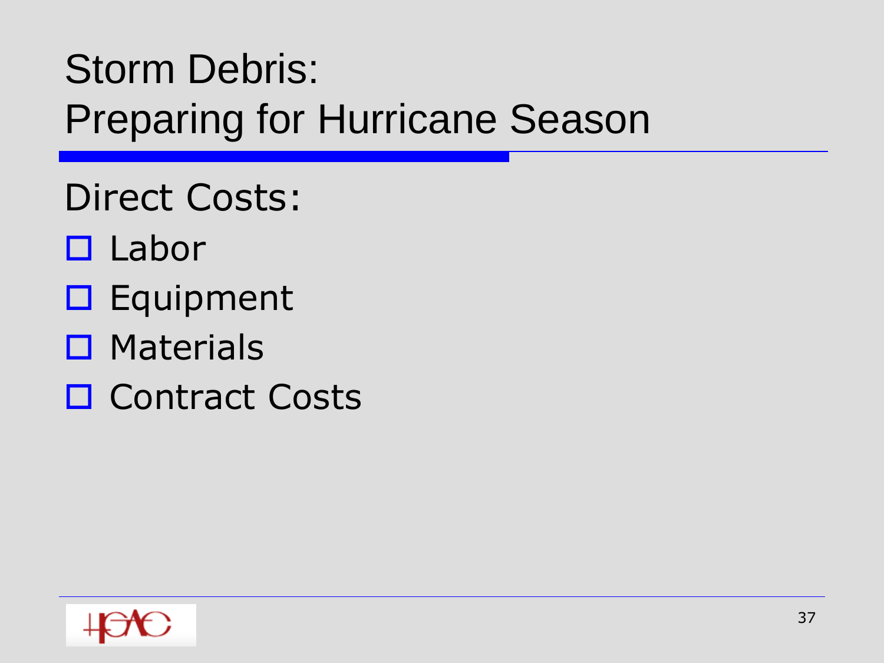# Storm Debris:
# Preparing for Hurricane Season

Direct Costs:

- Labor
- Equipment
- Materials
- Contract Costs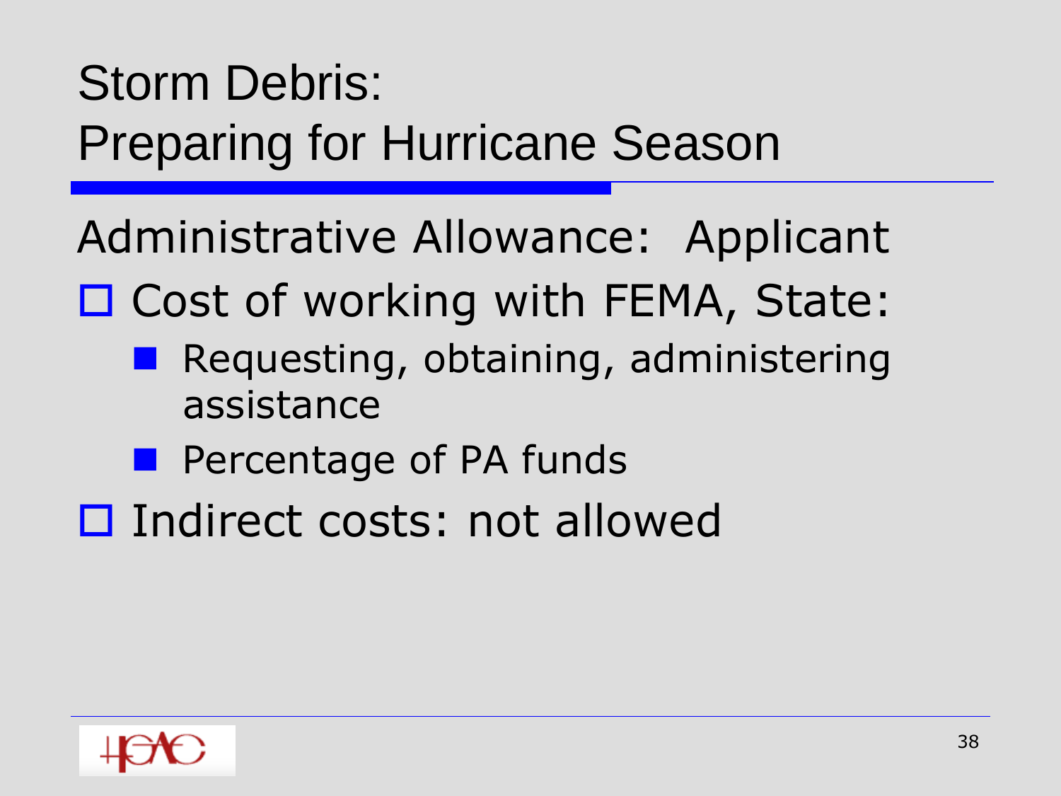# Storm Debris:
# Preparing for Hurricane Season

Administrative Allowance: Applicant

- Cost of working with FEMA, State:
  - Requesting, obtaining, administering assistance
  - Percentage of PA funds
- Indirect costs: not allowed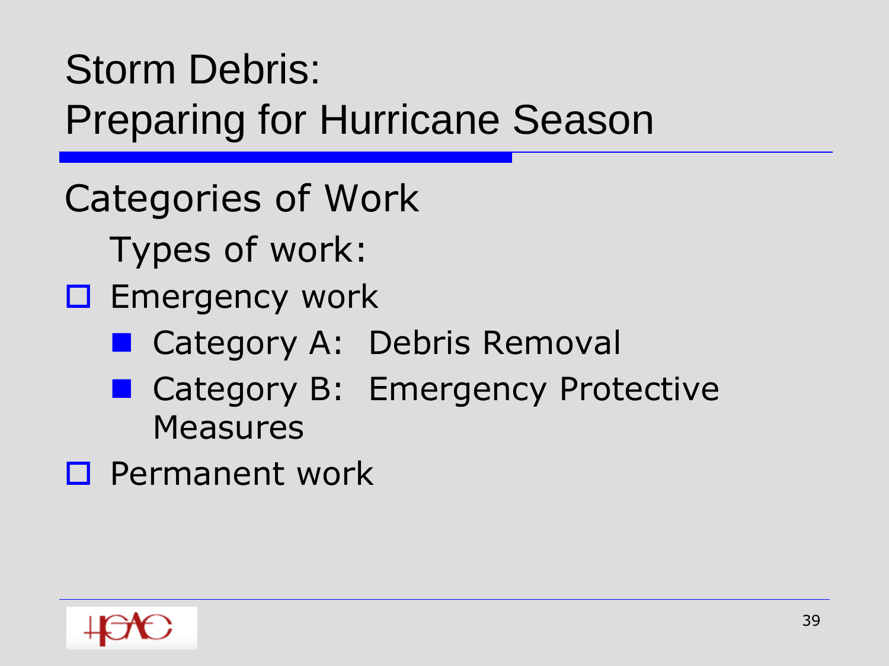# Storm Debris: Preparing for Hurricane Season

## Categories of Work

Types of work:

- Emergency work
  - Category A: Debris Removal
  - Category B: Emergency Protective Measures
- Permanent work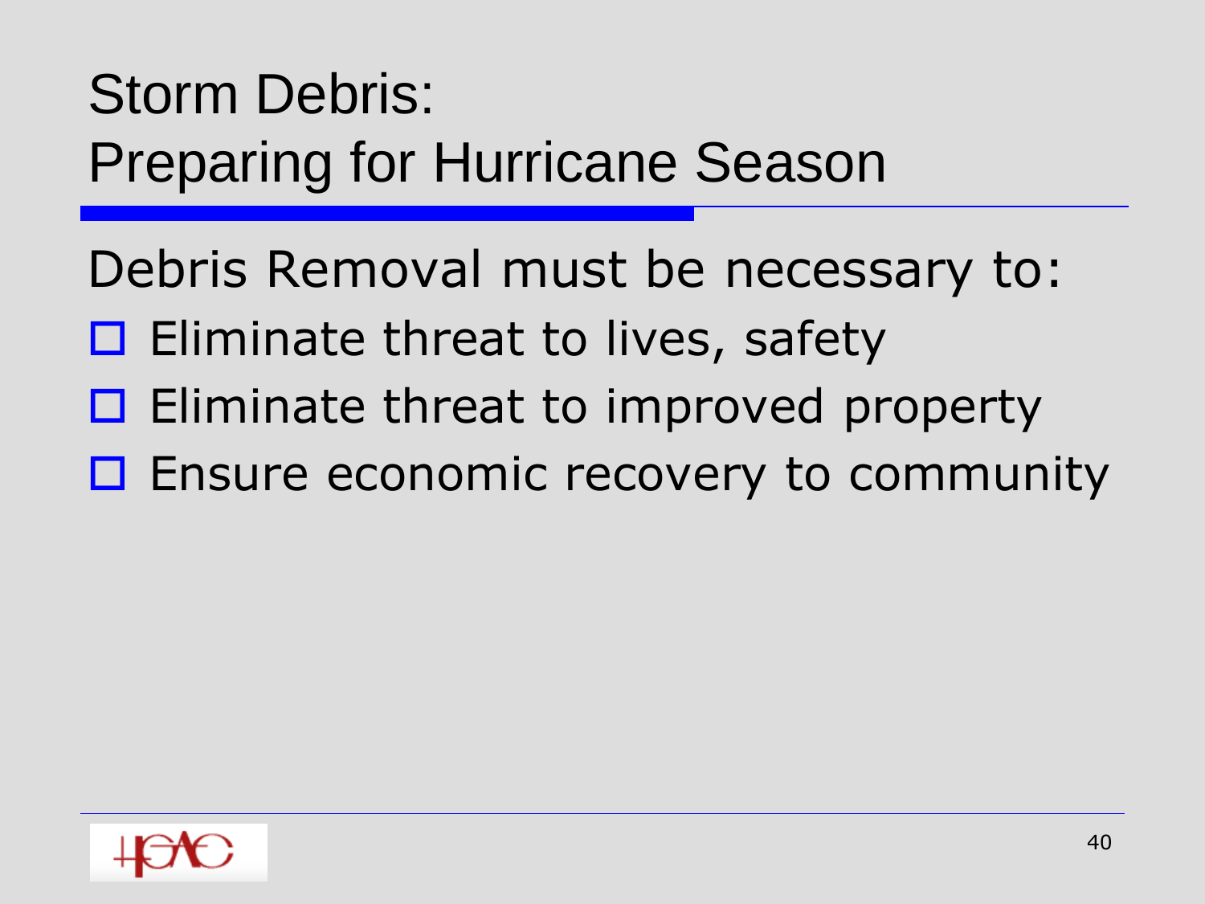# Storm Debris:
# Preparing for Hurricane Season

Debris Removal must be necessary to:

- Eliminate threat to lives, safety
- Eliminate threat to improved property
- Ensure economic recovery to community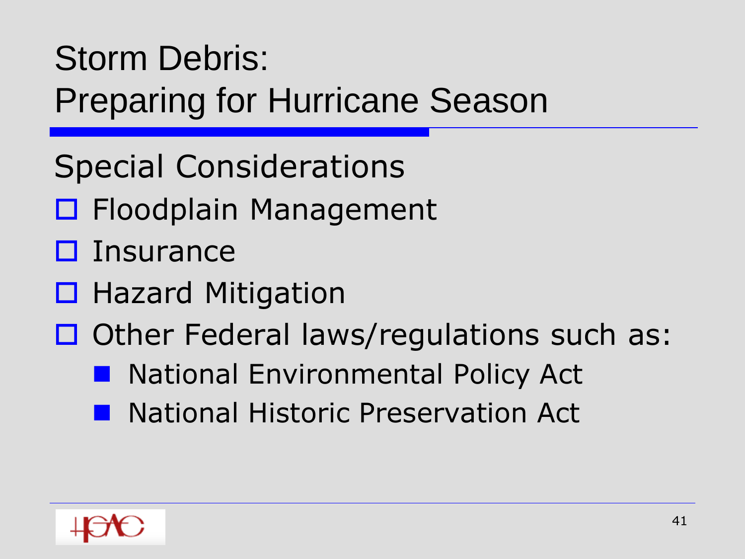# Storm Debris:
# Preparing for Hurricane Season

## Special Considerations

- Floodplain Management
- Insurance
- Hazard Mitigation
- Other Federal laws/regulations such as:
  - National Environmental Policy Act
  - National Historic Preservation Act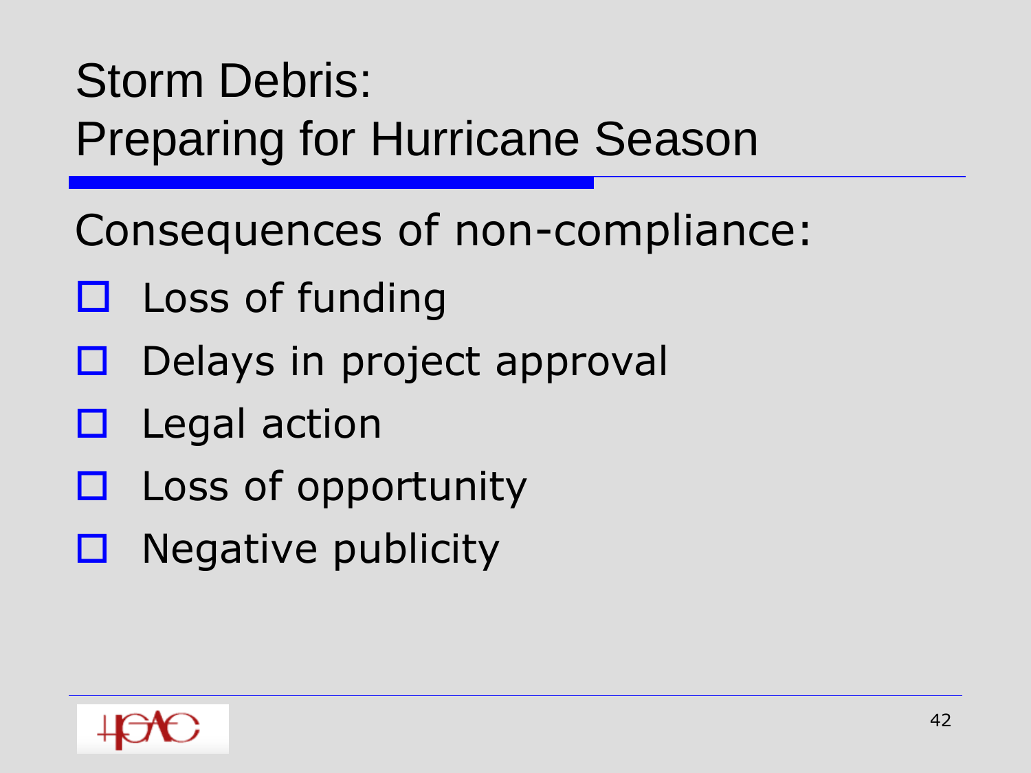# Storm Debris: Preparing for Hurricane Season

Consequences of non-compliance:

- Loss of funding
- Delays in project approval
- Legal action
- Loss of opportunity
- Negative publicity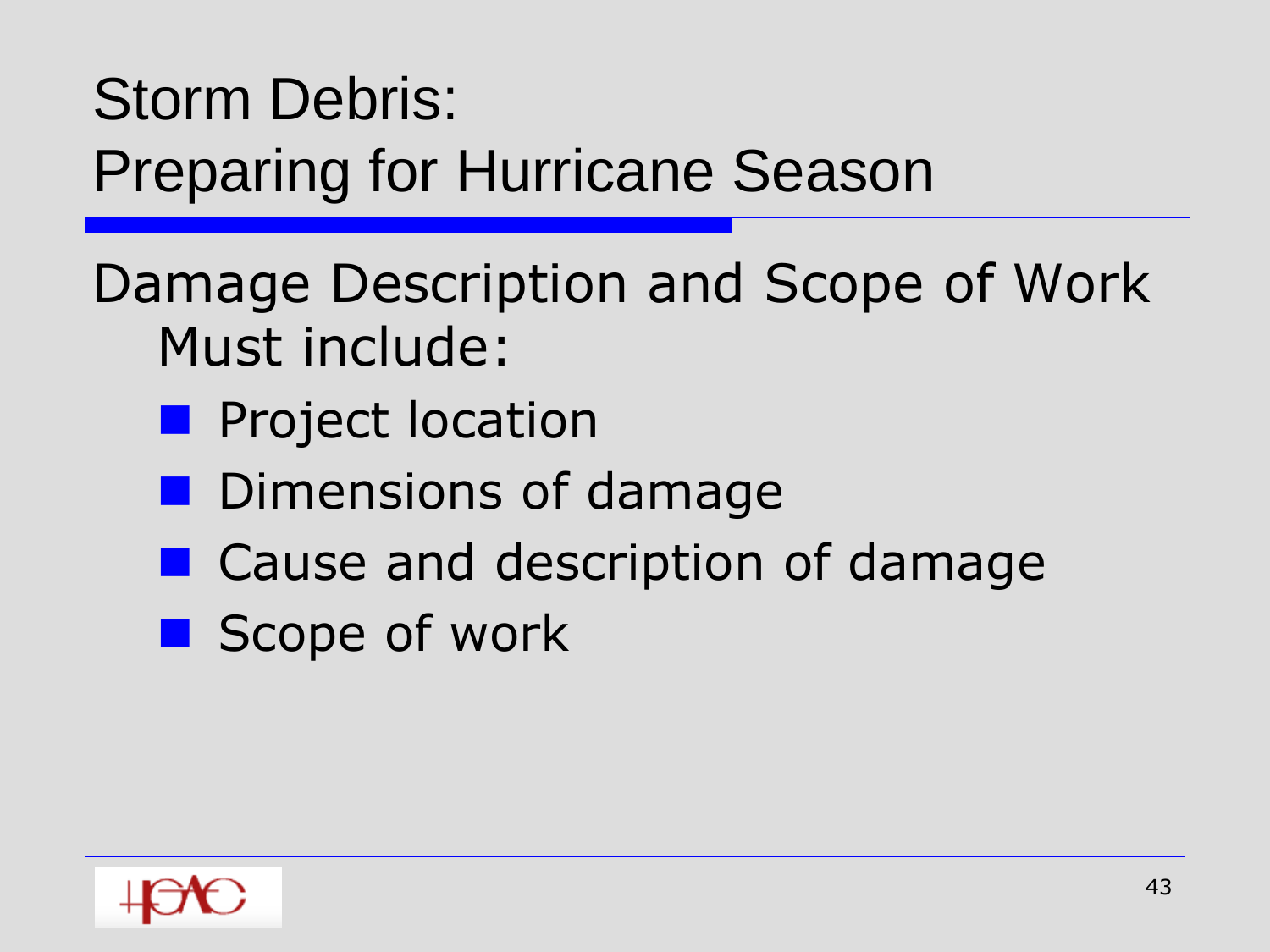# Storm Debris: Preparing for Hurricane Season

Damage Description and Scope of Work Must include:

- Project location
- Dimensions of damage
- Cause and description of damage
- Scope of work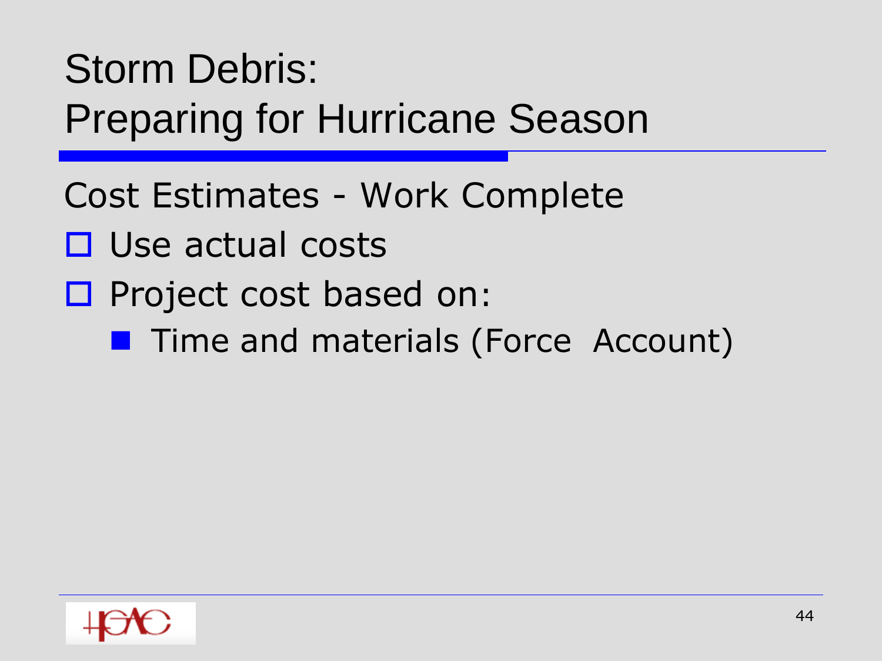# Storm Debris: Preparing for Hurricane Season

Cost Estimates - Work Complete

- Use actual costs
- Project cost based on:
  - Time and materials (Force Account)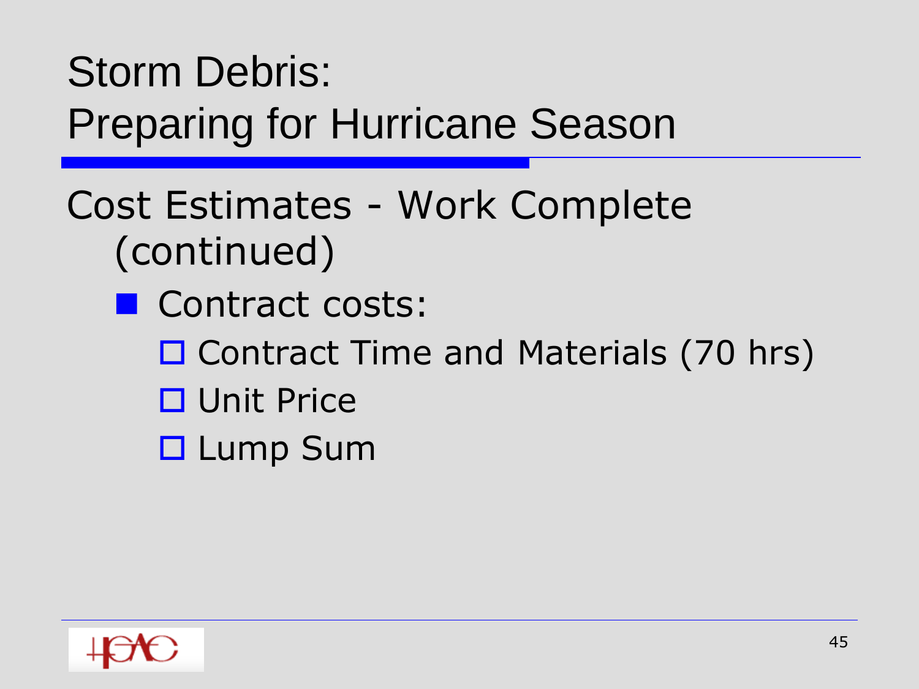# Storm Debris: Preparing for Hurricane Season

## Cost Estimates - Work Complete (continued)

- Contract costs:
  - Contract Time and Materials (70 hrs)
  - Unit Price
  - Lump Sum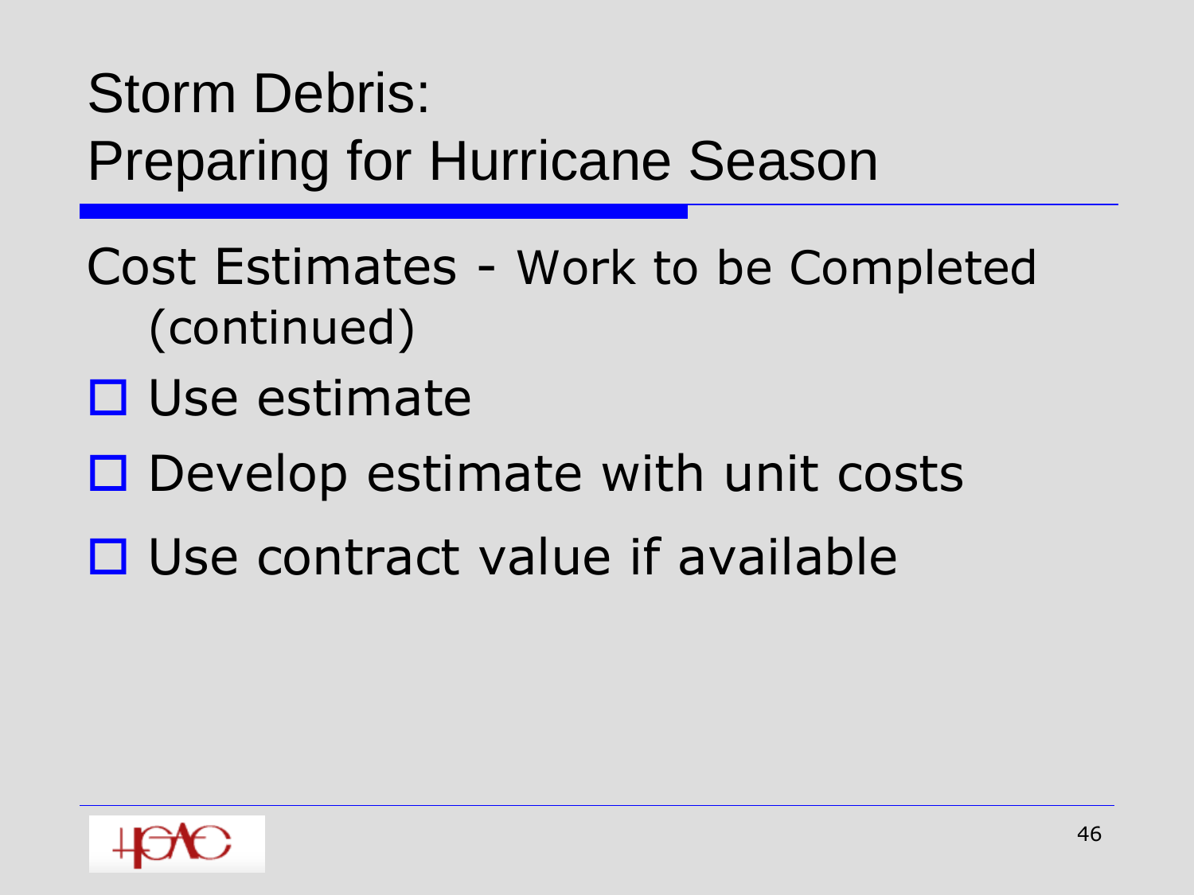# Storm Debris:
# Preparing for Hurricane Season

Cost Estimates - Work to be Completed (continued)

- Use estimate
- Develop estimate with unit costs
- Use contract value if available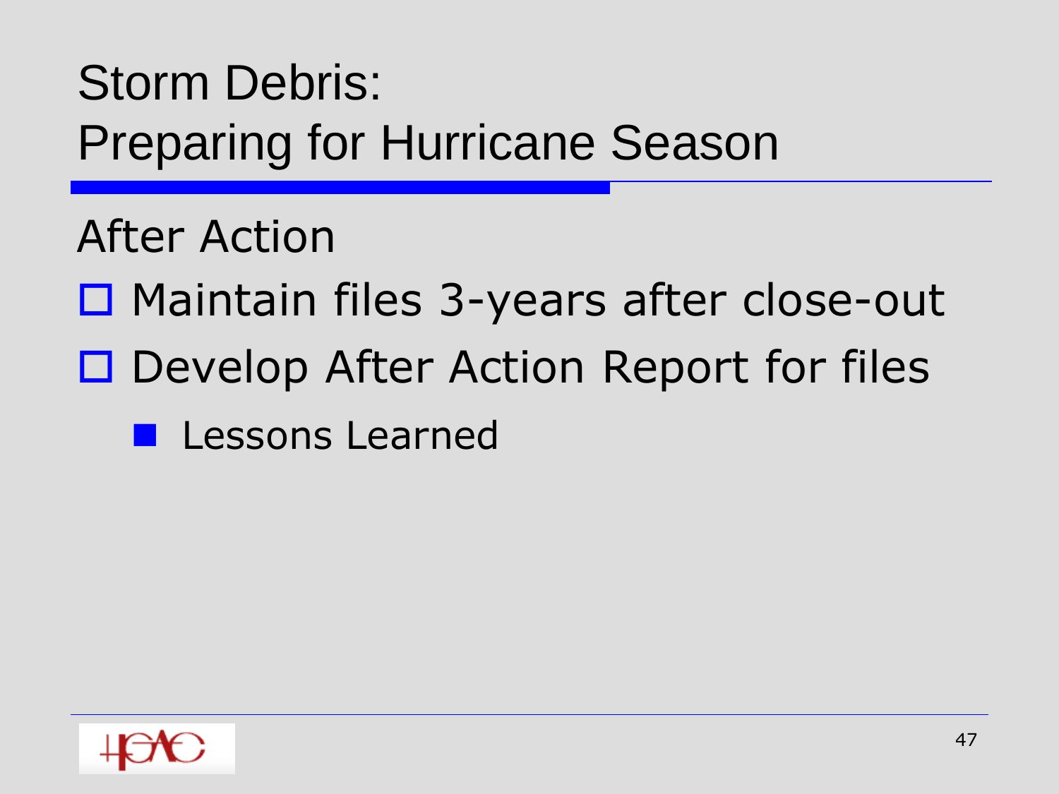# Storm Debris:
# Preparing for Hurricane Season

## After Action

- Maintain files 3-years after close-out
- Develop After Action Report for files
  - Lessons Learned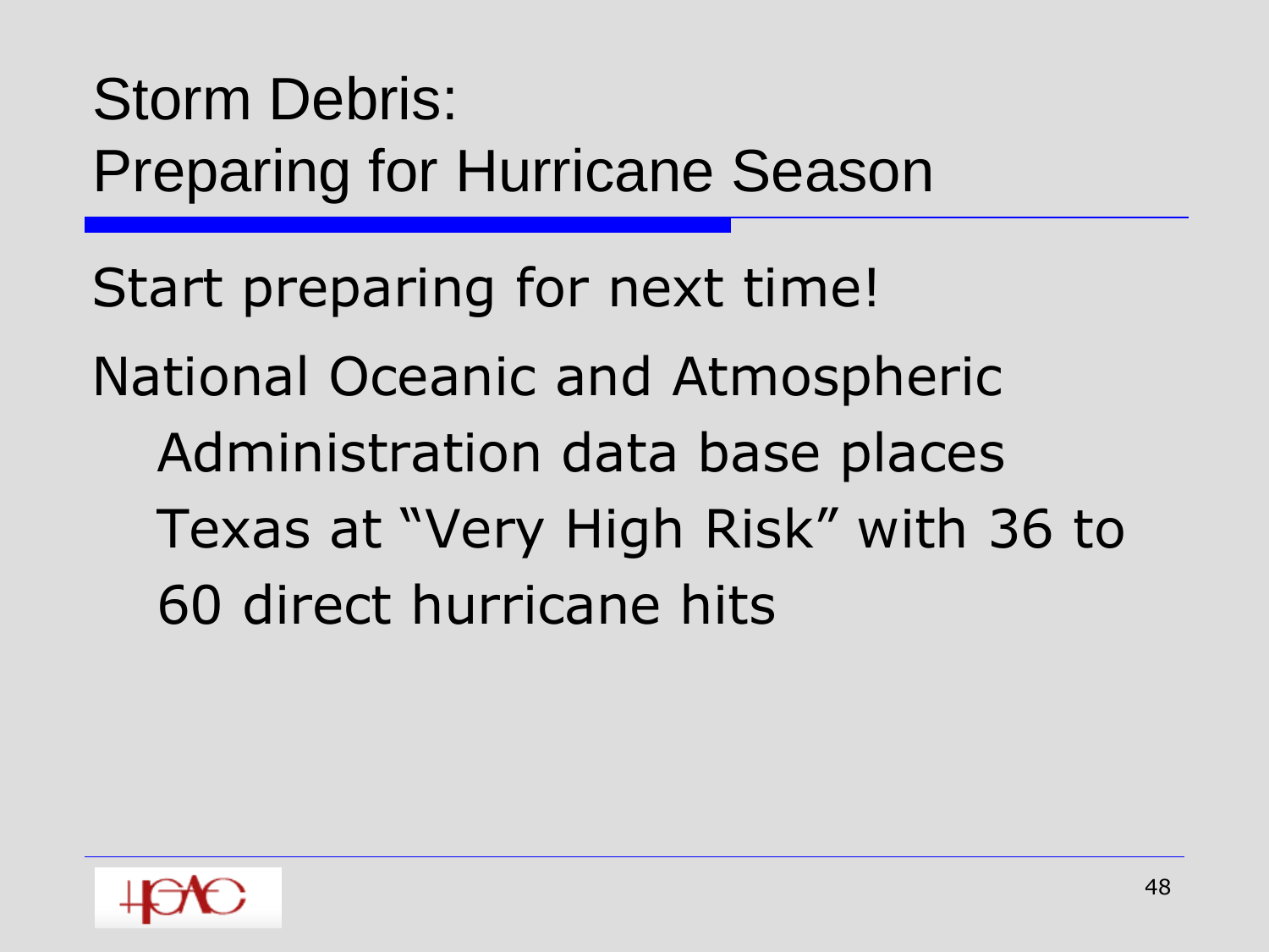# Storm Debris: Preparing for Hurricane Season

Start preparing for next time!

National Oceanic and Atmospheric Administration data base places Texas at "Very High Risk" with 36 to 60 direct hurricane hits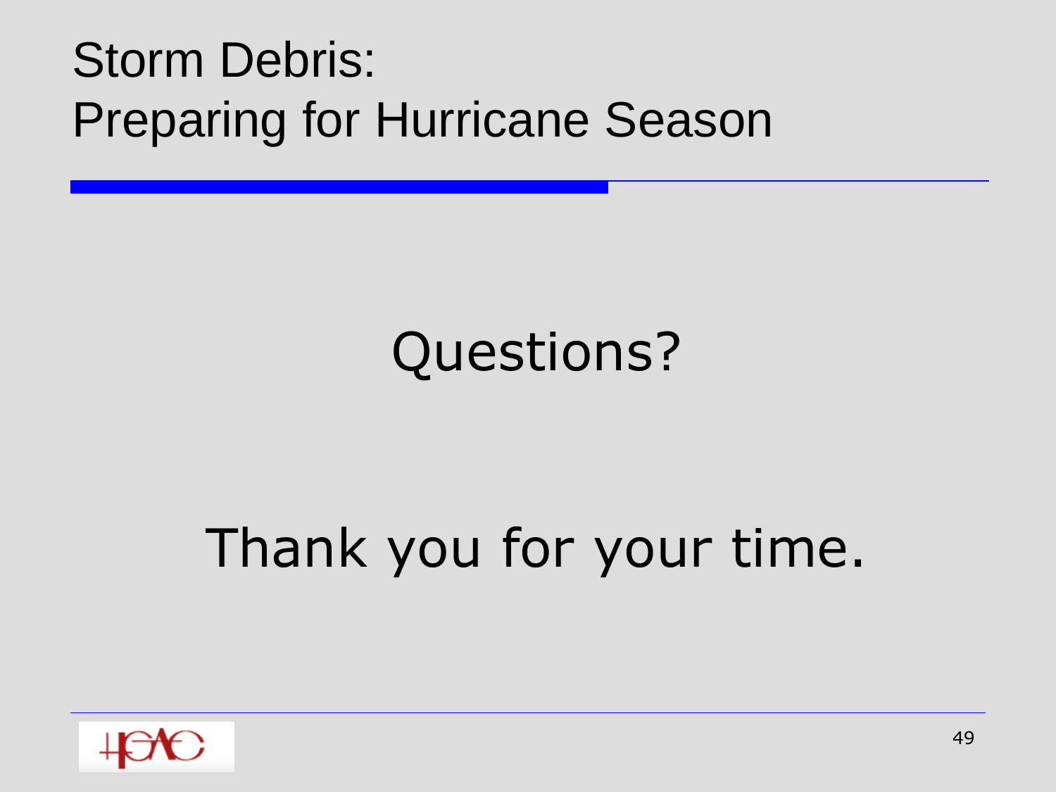# Storm Debris: Preparing for Hurricane Season

Questions?

Thank you for your time.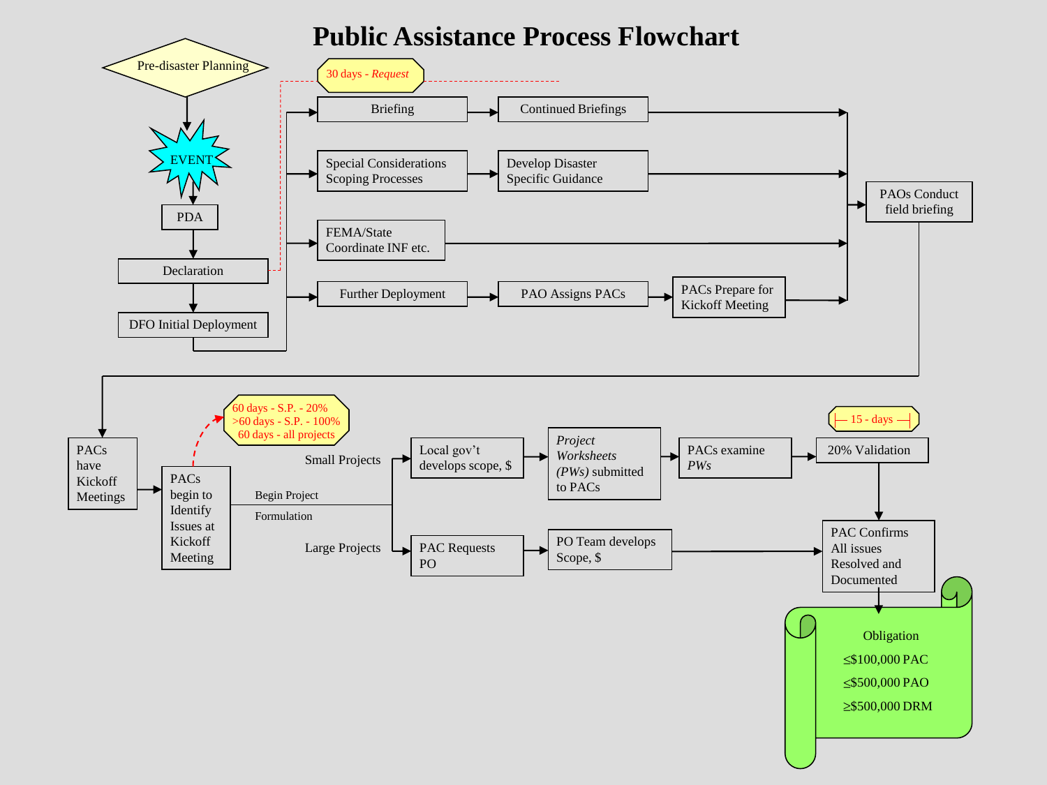# Public Assistance Process Flowchart

Pre-disaster Planning

EVENT

PDA

Declaration

DFO Initial Deployment

30 days - *Request*

Briefing

Continued Briefings

Special Considerations Scoping Processes

Develop Disaster Specific Guidance

FEMA/State Coordinate INF etc.

Further Deployment

PAO Assigns PACs

PACs Prepare for Kickoff Meeting

PAOs Conduct field briefing

PACs have Kickoff Meetings

PACs begin to Identify Issues at Kickoff Meeting

60 days - S.P. - 20%
>60 days - S.P. - 100%
60 days - all projects

Begin Project Formulation

Small Projects

Large Projects

Local gov't develops scope, $

*Project Worksheets (PWs)* submitted to PACs

PACs examine *PWs*

15 - days

20% Validation

PAC Requests PO

PO Team develops Scope, $

PAC Confirms All issues Resolved and Documented

Obligation

≤$100,000 PAC

≤$500,000 PAO

≥$500,000 DRM